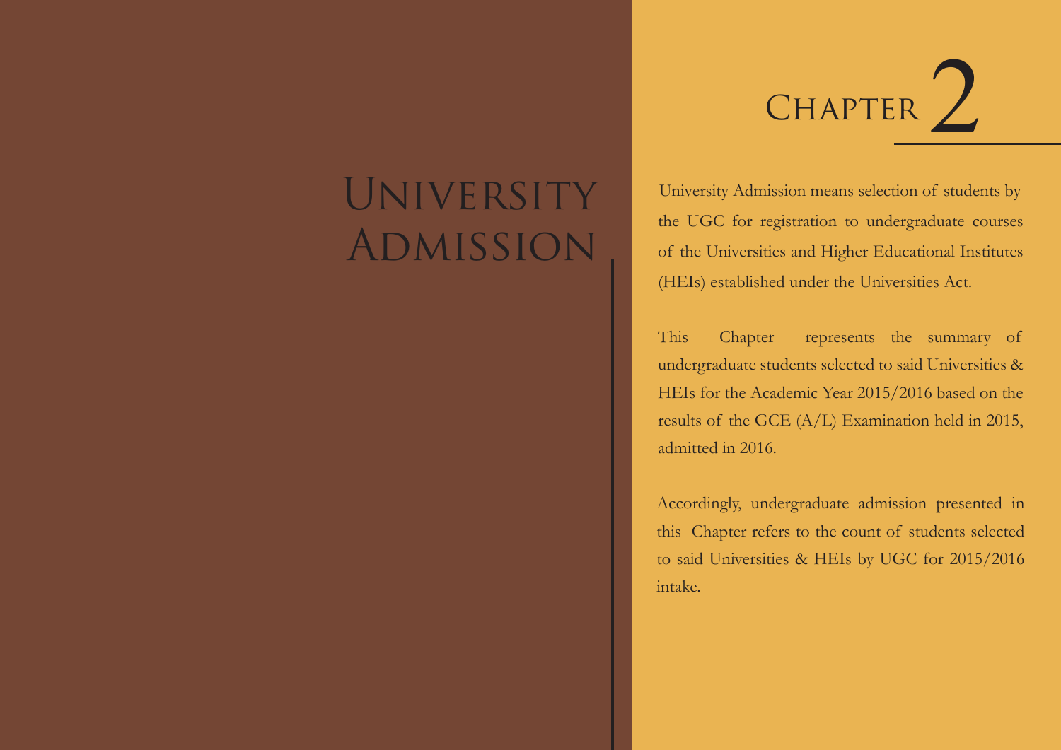# Chapter 2

# University Admission

University Admission means selection of students by the UGC for registration to undergraduate courses of the Universities and Higher Educational Institutes (HEIs) established under the Universities Act.

This Chapter represents the summary of undergraduate students selected to said Universities & HEIs for the Academic Year 2015/2016 based on the results of the GCE (A/L) Examination held in 2015, admitted in 2016.

Accordingly, undergraduate admission presented in this Chapter refers to the count of students selected to said Universities & HEIs by UGC for 2015/2016 intake.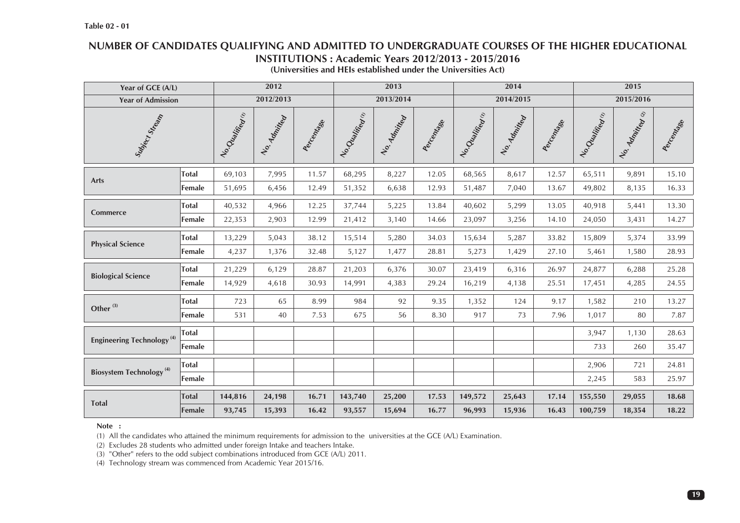Table 02 - 01

# NUMBER OF CANDIDATES QUALIFYING AND ADMITTED TO UNDERGRADUATE COURSES OF THE HIGHER EDUCATIONAL INSTITUTIONS : Academic Years 2012/2013 - 2015/2016

**(Universities and HEIs established under the Universities Act)**

| Year of GCE (A/L) | | 2012 | | | 2013 | | | 2014 | | | 2015 | | |
|---|---|---|---|---|---|---|---|---|---|---|---|---|---|
| Year of Admission | | 2012/2013 | | | 2013/2014 | | | 2014/2015 | | | 2015/2016 | | |
| Subject Stream | | No.Qualified [1] | No. Admitted | Percentage | No.Qualified [1] | No. Admitted | Percentage | No.Qualified [1] | No. Admitted | Percentage | No.Qualified [1] | No. Admitted [2] | Percentage |
| Arts | Total | 69,103 | 7,995 | 11.57 | 68,295 | 8,227 | 12.05 | 68,565 | 8,617 | 12.57 | 65,511 | 9,891 | 15.10 |
| | Female | 51,695 | 6,456 | 12.49 | 51,352 | 6,638 | 12.93 | 51,487 | 7,040 | 13.67 | 49,802 | 8,135 | 16.33 |
| Commerce | Total | 40,532 | 4,966 | 12.25 | 37,744 | 5,225 | 13.84 | 40,602 | 5,299 | 13.05 | 40,918 | 5,441 | 13.30 |
| | Female | 22,353 | 2,903 | 12.99 | 21,412 | 3,140 | 14.66 | 23,097 | 3,256 | 14.10 | 24,050 | 3,431 | 14.27 |
| Physical Science | Total | 13,229 | 5,043 | 38.12 | 15,514 | 5,280 | 34.03 | 15,634 | 5,287 | 33.82 | 15,809 | 5,374 | 33.99 |
| | Female | 4,237 | 1,376 | 32.48 | 5,127 | 1,477 | 28.81 | 5,273 | 1,429 | 27.10 | 5,461 | 1,580 | 28.93 |
| Biological Science | Total | 21,229 | 6,129 | 28.87 | 21,203 | 6,376 | 30.07 | 23,419 | 6,316 | 26.97 | 24,877 | 6,288 | 25.28 |
| | Female | 14,929 | 4,618 | 30.93 | 14,991 | 4,383 | 29.24 | 16,219 | 4,138 | 25.51 | 17,451 | 4,285 | 24.55 |
| Other [3] | Total | 723 | 65 | 8.99 | 984 | 92 | 9.35 | 1,352 | 124 | 9.17 | 1,582 | 210 | 13.27 |
| | Female | 531 | 40 | 7.53 | 675 | 56 | 8.30 | 917 | 73 | 7.96 | 1,017 | 80 | 7.87 |
| Engineering Technology [4] | Total | | | | | | | | | | 3,947 | 1,130 | 28.63 |
| | Female | | | | | | | | | | 733 | 260 | 35.47 |
| Biosystem Technology [4] | Total | | | | | | | | | | 2,906 | 721 | 24.81 |
| | Female | | | | | | | | | | 2,245 | 583 | 25.97 |
| **Total** | **Total** | **144,816** | **24,198** | **16.71** | **143,740** | **25,200** | **17.53** | **149,572** | **25,643** | **17.14** | **155,550** | **29,055** | **18.68** |
| | **Female** | **93,745** | **15,393** | **16.42** | **93,557** | **15,694** | **16.77** | **96,993** | **15,936** | **16.43** | **100,759** | **18,354** | **18.22** |

**Note :**

(1) All the candidates who attained the minimum requirements for admission to the universities at the GCE (A/L) Examination.

(2) Excludes 28 students who admitted under foreign Intake and teachers Intake.

(3) "Other" refers to the odd subject combinations introduced from GCE (A/L) 2011.

(4) Technology stream was commenced from Academic Year 2015/16.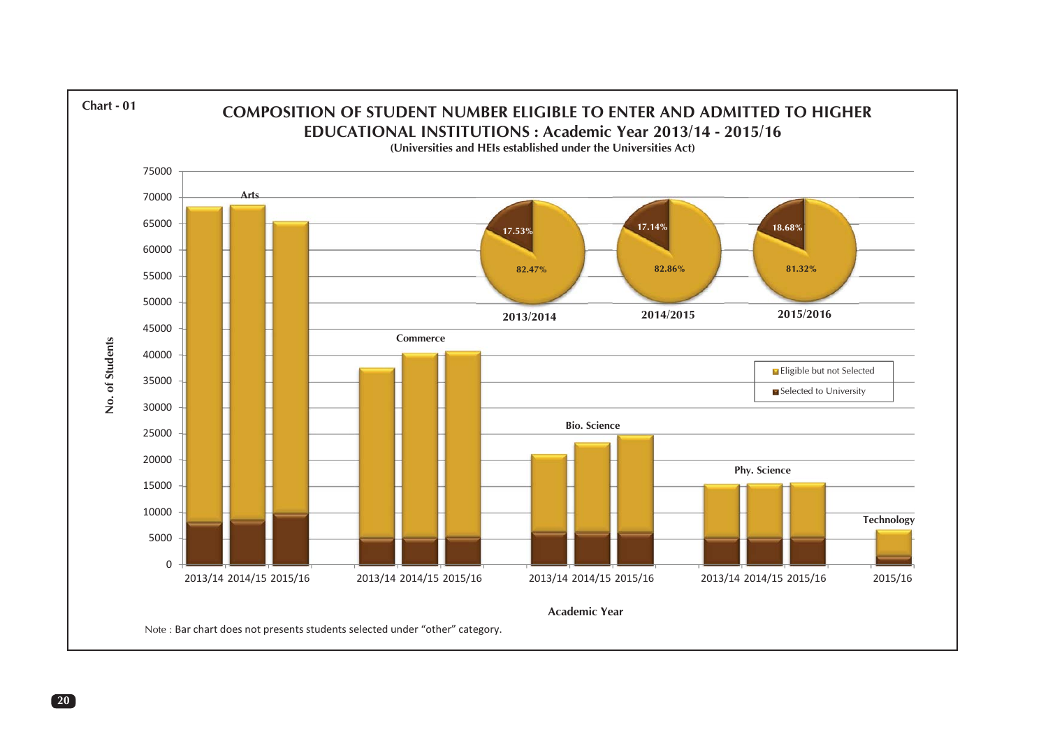Chart - 01

## COMPOSITION OF STUDENT NUMBER ELIGIBLE TO ENTER AND ADMITTED TO HIGHER EDUCATIONAL INSTITUTIONS : Academic Year 2013/14 - 2015/16

**(Universities and HEIs established under the Universities Act)**

Note : Bar chart does not presents students selected under “other” category.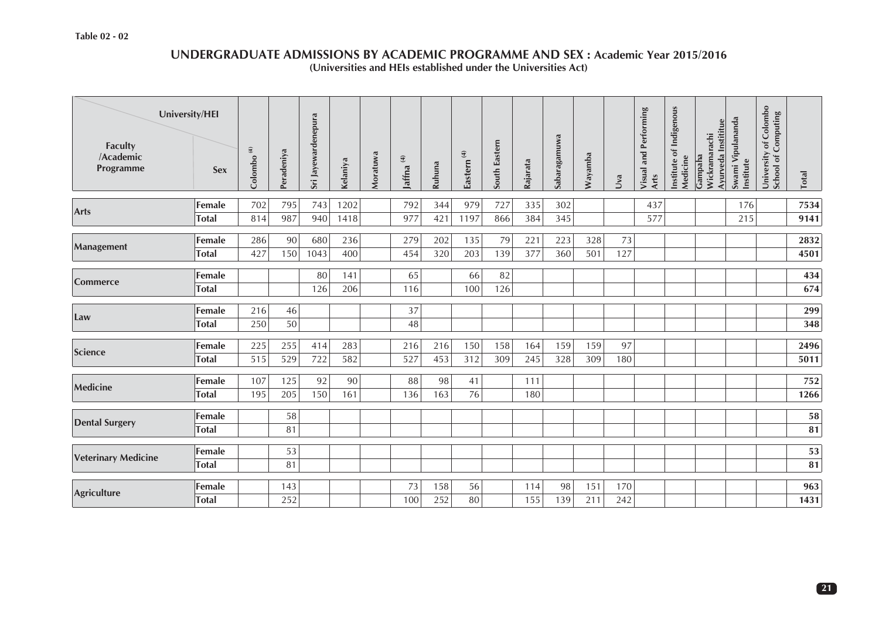Table 02 - 02

## UNDERGRADUATE ADMISSIONS BY ACADEMIC PROGRAMME AND SEX : Academic Year 2015/2016
**(Universities and HEIs established under the Universities Act)**

| Faculty /Academic Programme | Sex | Colombo [4] | Peradeniya | Sri Jayewardenepura | Kelaniya | Moratuwa | Jaffna [4] | Ruhuna | Eastern [4] | South Eastern | Rajarata | Sabaragamuwa | Wayamba | Uva | Visual and Performing Arts | Institute of Indigenous Medicine | Gampaha Wickramarachi Ayurveda Institute | Swami Vipulananda Institute | University of Colombo School of Computing | Total |
|---|---|---|---|---|---|---|---|---|---|---|---|---|---|---|---|---|---|---|---|---|
| **Arts** | Female | 702 | 795 | 743 | 1202 | | 792 | 344 | 979 | 727 | 335 | 302 | | | 437 | | | 176 | | **7534** |
| | Total | 814 | 987 | 940 | 1418 | | 977 | 421 | 1197 | 866 | 384 | 345 | | | 577 | | | 215 | | **9141** |
| **Management** | Female | 286 | 90 | 680 | 236 | | 279 | 202 | 135 | 79 | 221 | 223 | 328 | 73 | | | | | | **2832** |
| | Total | 427 | 150 | 1043 | 400 | | 454 | 320 | 203 | 139 | 377 | 360 | 501 | 127 | | | | | | **4501** |
| **Commerce** | Female | | | 80 | 141 | | 65 | | 66 | 82 | | | | | | | | | | **434** |
| | Total | | | 126 | 206 | | 116 | | 100 | 126 | | | | | | | | | | **674** |
| **Law** | Female | 216 | 46 | | | | 37 | | | | | | | | | | | | | **299** |
| | Total | 250 | 50 | | | | 48 | | | | | | | | | | | | | **348** |
| **Science** | Female | 225 | 255 | 414 | 283 | | 216 | 216 | 150 | 158 | 164 | 159 | 159 | 97 | | | | | | **2496** |
| | Total | 515 | 529 | 722 | 582 | | 527 | 453 | 312 | 309 | 245 | 328 | 309 | 180 | | | | | | **5011** |
| **Medicine** | Female | 107 | 125 | 92 | 90 | | 88 | 98 | 41 | | 111 | | | | | | | | | **752** |
| | Total | 195 | 205 | 150 | 161 | | 136 | 163 | 76 | | 180 | | | | | | | | | **1266** |
| **Dental Surgery** | Female | | 58 | | | | | | | | | | | | | | | | | **58** |
| | Total | | 81 | | | | | | | | | | | | | | | | | **81** |
| **Veterinary Medicine** | Female | | 53 | | | | | | | | | | | | | | | | | **53** |
| | Total | | 81 | | | | | | | | | | | | | | | | | **81** |
| **Agriculture** | Female | | 143 | | | | 73 | 158 | 56 | | 114 | 98 | 151 | 170 | | | | | | **963** |
| | Total | | 252 | | | | 100 | 252 | 80 | | 155 | 139 | 211 | 242 | | | | | | **1431** |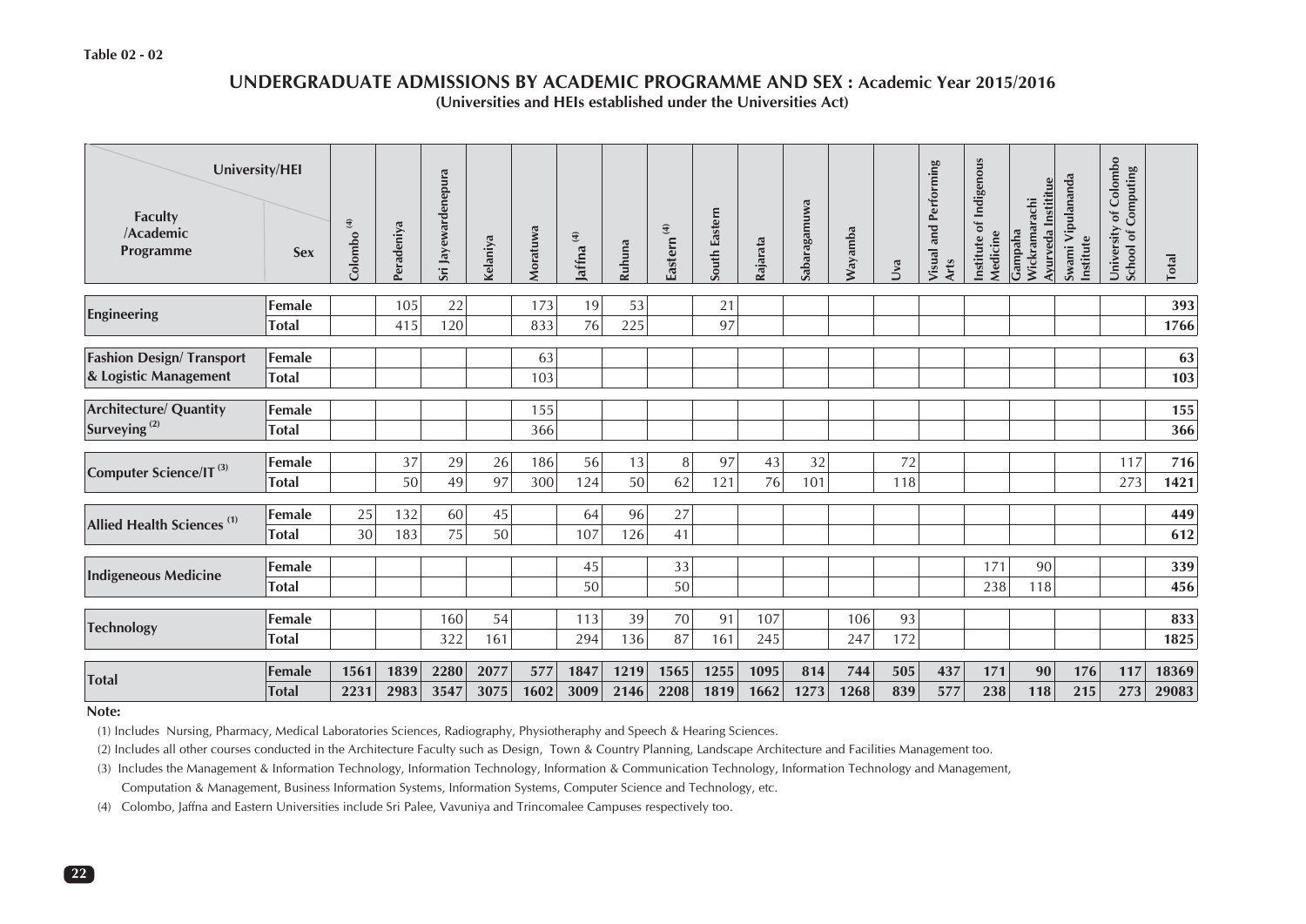Table 02 - 02

# UNDERGRADUATE ADMISSIONS BY ACADEMIC PROGRAMME AND SEX : Academic Year 2015/2016

**(Universities and HEIs established under the Universities Act)**

| Faculty /Academic Programme | Sex | Colombo [4] | Peradeniya | Sri Jayewardenepura | Kelaniya | Moratuwa | Jaffna [4] | Ruhuna | Eastern [4] | South Eastern | Rajarata | Sabaragamuwa | Wayamba | Uva | Visual and Performing Arts | Institute of Indigenous Medicine | Gampaha Wickramarachi Ayurveda Institute | Swami Vipulananda Institute | University of Colombo School of Computing | Total |
|---|---|---|---|---|---|---|---|---|---|---|---|---|---|---|---|---|---|---|---|---|
| Engineering | Female | | 105 | 22 | | 173 | 19 | 53 | | 21 | | | | | | | | | | **393** |
| | Total | | 415 | 120 | | 833 | 76 | 225 | | 97 | | | | | | | | | | **1766** |
| Fashion Design/ Transport & Logistic Management | Female | | | | | 63 | | | | | | | | | | | | | | **63** |
| | Total | | | | | 103 | | | | | | | | | | | | | | **103** |
| Architecture/ Quantity Surveying [2] | Female | | | | | 155 | | | | | | | | | | | | | | **155** |
| | Total | | | | | 366 | | | | | | | | | | | | | | **366** |
| Computer Science/IT [3] | Female | | 37 | 29 | 26 | 186 | 56 | 13 | 8 | 97 | 43 | 32 | | 72 | | | | | 117 | **716** |
| | Total | | 50 | 49 | 97 | 300 | 124 | 50 | 62 | 121 | 76 | 101 | | 118 | | | | | 273 | **1421** |
| Allied Health Sciences [1] | Female | 25 | 132 | 60 | 45 | | 64 | 96 | 27 | | | | | | | | | | | **449** |
| | Total | 30 | 183 | 75 | 50 | | 107 | 126 | 41 | | | | | | | | | | | **612** |
| Indigeneous Medicine | Female | | | | | | 45 | | 33 | | | | | | | 171 | 90 | | | **339** |
| | Total | | | | | | 50 | | 50 | | | | | | | 238 | 118 | | | **456** |
| Technology | Female | | | 160 | 54 | | 113 | 39 | 70 | 91 | 107 | | 106 | 93 | | | | | | **833** |
| | Total | | | 322 | 161 | | 294 | 136 | 87 | 161 | 245 | | 247 | 172 | | | | | | **1825** |
| **Total** | **Female** | **1561** | **1839** | **2280** | **2077** | **577** | **1847** | **1219** | **1565** | **1255** | **1095** | **814** | **744** | **505** | **437** | **171** | **90** | **176** | **117** | **18369** |
| | **Total** | **2231** | **2983** | **3547** | **3075** | **1602** | **3009** | **2146** | **2208** | **1819** | **1662** | **1273** | **1268** | **839** | **577** | **238** | **118** | **215** | **273** | **29083** |

**Note:**

(1) Includes Nursing, Pharmacy, Medical Laboratories Sciences, Radiography, Physiotheraphy and Speech & Hearing Sciences.

(2) Includes all other courses conducted in the Architecture Faculty such as Design, Town & Country Planning, Landscape Architecture and Facilities Management too.

(3) Includes the Management & Information Technology, Information Technology, Information & Communication Technology, Information Technology and Management, Computation & Management, Business Information Systems, Information Systems, Computer Science and Technology, etc.

(4) Colombo, Jaffna and Eastern Universities include Sri Palee, Vavuniya and Trincomalee Campuses respectively too.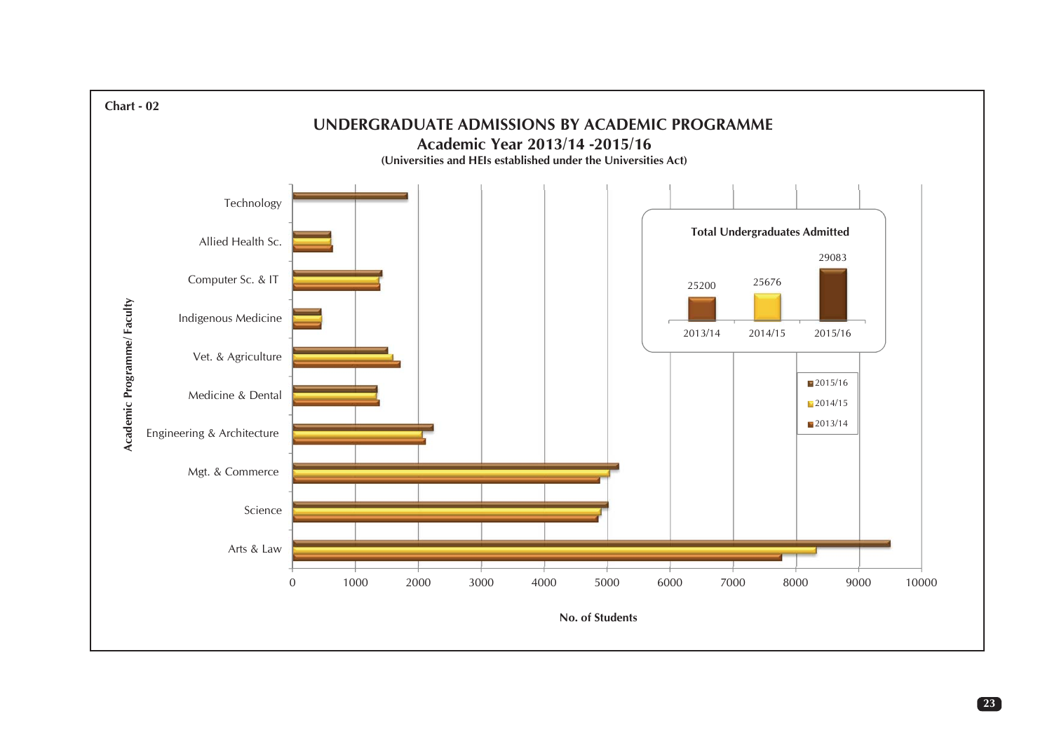Chart - 02

## UNDERGRADUATE ADMISSIONS BY ACADEMIC PROGRAMME

### Academic Year 2013/14 -2015/16

**(Universities and HEIs established under the Universities Act)**

Academic Programme/ Faculty: Technology, Allied Health Sc., Computer Sc. & IT, Indigenous Medicine, Vet. & Agriculture, Medicine & Dental, Engineering & Architecture, Mgt. & Commerce, Science, Arts & Law

No. of Students: 0, 1000, 2000, 3000, 4000, 5000, 6000, 7000, 8000, 9000, 10000

Legend: 2015/16, 2014/15, 2013/14

**Total Undergraduates Admitted**

| 2013/14 | 2014/15 | 2015/16 |
|---|---|---|
| 25200 | 25676 | 29083 |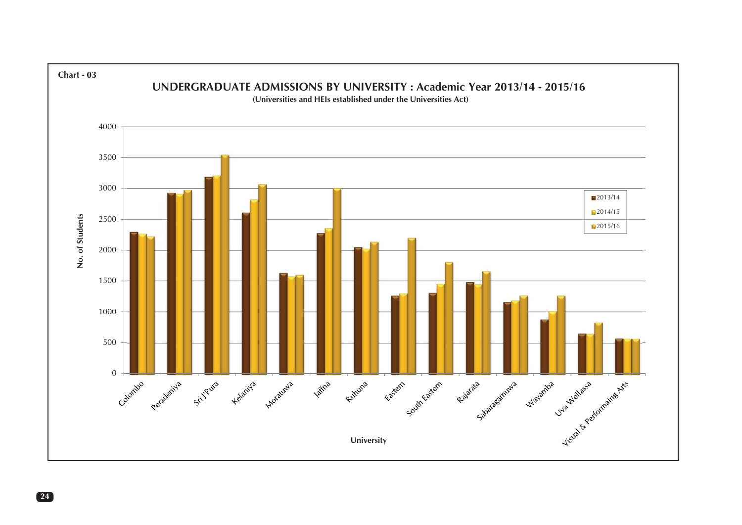Chart - 03

## UNDERGRADUATE ADMISSIONS BY UNIVERSITY : Academic Year 2013/14 - 2015/16

**(Universities and HEIs established under the Universities Act)**

No. of Students

4000
3500
3000
2500
2000
1500
1000
500
0

- 2013/14
- 2014/15
- 2015/16

Colombo, Peradeniya, Sri J'Pura, Kelaniya, Moratuwa, Jaffna, Ruhuna, Eastern, South Eastern, Rajarata, Sabaragamuwa, Wayamba, Uva Wellassa, Visual & Performaing Arts

University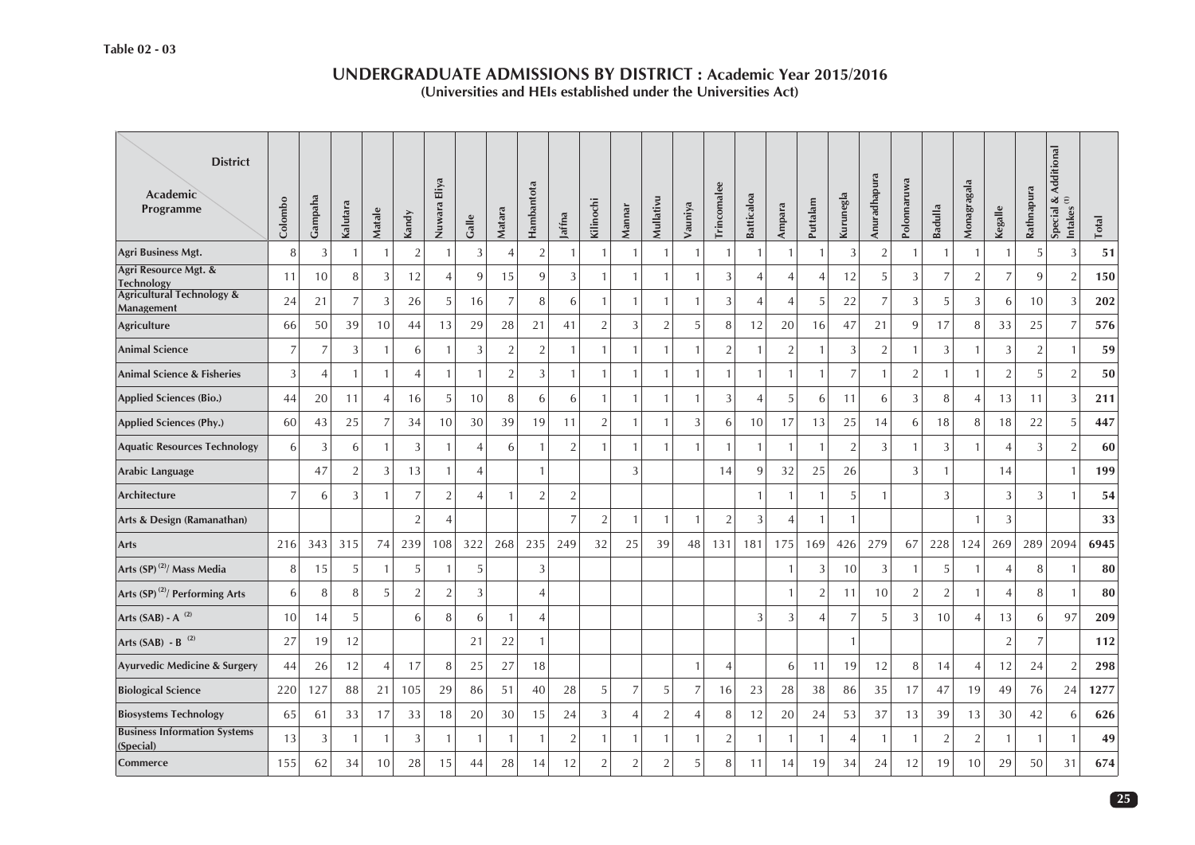Table 02 - 03

## UNDERGRADUATE ADMISSIONS BY DISTRICT : Academic Year 2015/2016

**(Universities and HEIs established under the Universities Act)**

| Academic Programme \ District | Colombo | Gampaha | Kalutara | Matale | Kandy | Nuwara Eliya | Galle | Matara | Hambantota | Jafna | Kilinochi | Mannar | Mullativu | Vauniya | Trincomalee | Batticaloa | Ampara | Puttalam | Kurunegla | Anuradhapura | Polonnaruwa | Badulla | Monagragala | Kegalle | Rathnapura | Special & Additional Intakes (1) | Total |
|---|---|---|---|---|---|---|---|---|---|---|---|---|---|---|---|---|---|---|---|---|---|---|---|---|---|---|---|
| **Agri Business Mgt.** | 8 | 3 | 1 | 1 | 2 | 1 | 3 | 4 | 2 | 1 | 1 | 1 | 1 | 1 | 1 | 1 | 1 | 1 | 3 | 2 | 1 | 1 | 1 | 1 | 5 | 3 | **51** |
| **Agri Resource Mgt. & Technology** | 11 | 10 | 8 | 3 | 12 | 4 | 9 | 15 | 9 | 3 | 1 | 1 | 1 | 1 | 3 | 4 | 4 | 4 | 12 | 5 | 3 | 7 | 2 | 7 | 9 | 2 | **150** |
| **Agricultural Technology & Management** | 24 | 21 | 7 | 3 | 26 | 5 | 16 | 7 | 8 | 6 | 1 | 1 | 1 | 1 | 3 | 4 | 4 | 5 | 22 | 7 | 3 | 5 | 3 | 6 | 10 | 3 | **202** |
| **Agriculture** | 66 | 50 | 39 | 10 | 44 | 13 | 29 | 28 | 21 | 41 | 2 | 3 | 2 | 5 | 8 | 12 | 20 | 16 | 47 | 21 | 9 | 17 | 8 | 33 | 25 | 7 | **576** |
| **Animal Science** | 7 | 7 | 3 | 1 | 6 | 1 | 3 | 2 | 2 | 1 | 1 | 1 | 1 | 1 | 2 | 1 | 2 | 1 | 3 | 2 | 1 | 3 | 1 | 3 | 2 | 1 | **59** |
| **Animal Science & Fisheries** | 3 | 4 | 1 | 1 | 4 | 1 | 1 | 2 | 3 | 1 | 1 | 1 | 1 | 1 | 1 | 1 | 1 | 1 | 7 | 1 | 2 | 1 | 1 | 2 | 5 | 2 | **50** |
| **Applied Sciences (Bio.)** | 44 | 20 | 11 | 4 | 16 | 5 | 10 | 8 | 6 | 6 | 1 | 1 | 1 | 1 | 3 | 4 | 5 | 6 | 11 | 6 | 3 | 8 | 4 | 13 | 11 | 3 | **211** |
| **Applied Sciences (Phy.)** | 60 | 43 | 25 | 7 | 34 | 10 | 30 | 39 | 19 | 11 | 2 | 1 | 1 | 3 | 6 | 10 | 17 | 13 | 25 | 14 | 6 | 18 | 8 | 18 | 22 | 5 | **447** |
| **Aquatic Resources Technology** | 6 | 3 | 6 | 1 | 3 | 1 | 4 | 6 | 1 | 2 | 1 | 1 | 1 | 1 | 1 | 1 | 1 | 1 | 2 | 3 | 1 | 3 | 1 | 4 | 3 | 2 | **60** |
| **Arabic Language** | | 47 | 2 | 3 | 13 | 1 | 4 | | 1 | | | 3 | | | 14 | 9 | 32 | 25 | 26 | | 3 | 1 | | 14 | | 1 | **199** |
| **Architecture** | 7 | 6 | 3 | 1 | 7 | 2 | 4 | 1 | 2 | 2 | | | | | | 1 | 1 | 1 | 5 | 1 | | 3 | | 3 | 3 | 1 | **54** |
| **Arts & Design (Ramanathan)** | | | | | 2 | 4 | | | | 7 | 2 | 1 | 1 | 1 | 2 | 3 | 4 | 1 | 1 | | | | 1 | 3 | | | **33** |
| **Arts** | 216 | 343 | 315 | 74 | 239 | 108 | 322 | 268 | 235 | 249 | 32 | 25 | 39 | 48 | 131 | 181 | 175 | 169 | 426 | 279 | 67 | 228 | 124 | 269 | 289 | 2094 | **6945** |
| **Arts (SP) (2)/ Mass Media** | 8 | 15 | 5 | 1 | 5 | 1 | 5 | | 3 | | | | | | | | 1 | 3 | 10 | 3 | 1 | 5 | 1 | 4 | 8 | 1 | **80** |
| **Arts (SP) (2)/ Performing Arts** | 6 | 8 | 8 | 5 | 2 | 2 | 3 | | 4 | | | | | | | | 1 | 2 | 11 | 10 | 2 | 2 | 1 | 4 | 8 | 1 | **80** |
| **Arts (SAB) - A (2)** | 10 | 14 | 5 | | 6 | 8 | 6 | 1 | 4 | | | | | | | 3 | 3 | 4 | 7 | 5 | 3 | 10 | 4 | 13 | 6 | 97 | **209** |
| **Arts (SAB) - B (2)** | 27 | 19 | 12 | | | | 21 | 22 | 1 | | | | | | | | | | 1 | | | | | 2 | 7 | | **112** |
| **Ayurvedic Medicine & Surgery** | 44 | 26 | 12 | 4 | 17 | 8 | 25 | 27 | 18 | | | | | 1 | 4 | | 6 | 11 | 19 | 12 | 8 | 14 | 4 | 12 | 24 | 2 | **298** |
| **Biological Science** | 220 | 127 | 88 | 21 | 105 | 29 | 86 | 51 | 40 | 28 | 5 | 7 | 5 | 7 | 16 | 23 | 28 | 38 | 86 | 35 | 17 | 47 | 19 | 49 | 76 | 24 | **1277** |
| **Biosystems Technology** | 65 | 61 | 33 | 17 | 33 | 18 | 20 | 30 | 15 | 24 | 3 | 4 | 2 | 4 | 8 | 12 | 20 | 24 | 53 | 37 | 13 | 39 | 13 | 30 | 42 | 6 | **626** |
| **Business Information Systems (Special)** | 13 | 3 | 1 | 1 | 3 | 1 | 1 | 1 | 1 | 2 | 1 | 1 | 1 | 1 | 2 | 1 | 1 | 1 | 4 | 1 | 1 | 2 | 2 | 1 | 1 | 1 | **49** |
| **Commerce** | 155 | 62 | 34 | 10 | 28 | 15 | 44 | 28 | 14 | 12 | 2 | 2 | 2 | 5 | 8 | 11 | 14 | 19 | 34 | 24 | 12 | 19 | 10 | 29 | 50 | 31 | **674** |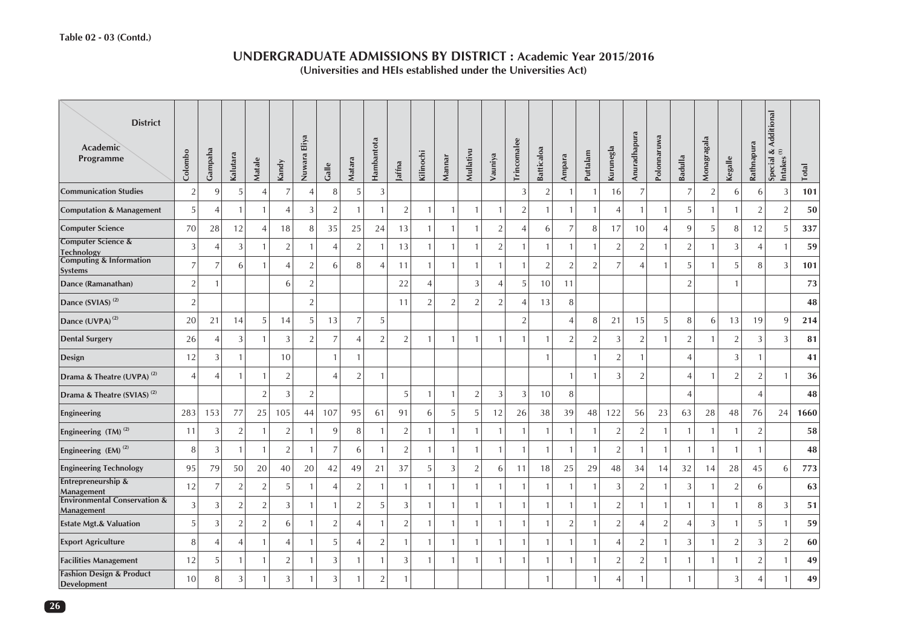**Table 02 - 03 (Contd.)**

## UNDERGRADUATE ADMISSIONS BY DISTRICT : Academic Year 2015/2016

**(Universities and HEIs established under the Universities Act)**

| Academic Programme \ District | Colombo | Gampaha | Kalutara | Matale | Kandy | Nuwara Eliya | Galle | Matara | Hambantota | Jafina | Kilinochi | Mannar | Mullativu | Vauniya | Trincomalee | Batticaloa | Ampara | Puttalam | Kurunegla | Anuradhapura | Polonnaruwa | Badulla | Monagragala | Kegalle | Rathnapura | Special & Additional Intakes (1) | Total |
|---|---|---|---|---|---|---|---|---|---|---|---|---|---|---|---|---|---|---|---|---|---|---|---|---|---|---|---|
| Communication Studies | 2 | 9 | 5 | 4 | 7 | 4 | 8 | 5 | 3 | | | | | | 3 | 2 | 1 | 1 | 16 | 7 | | 7 | 2 | 6 | 6 | 3 | **101** |
| Computation & Management | 5 | 4 | 1 | 1 | 4 | 3 | 2 | 1 | 1 | 2 | 1 | 1 | 1 | 1 | 2 | 1 | 1 | 1 | 4 | 1 | 1 | 5 | 1 | 1 | 2 | 2 | **50** |
| Computer Science | 70 | 28 | 12 | 4 | 18 | 8 | 35 | 25 | 24 | 13 | 1 | 1 | 1 | 2 | 4 | 6 | 7 | 8 | 17 | 10 | 4 | 9 | 5 | 8 | 12 | 5 | **337** |
| Computer Science & Technology | 3 | 4 | 3 | 1 | 2 | 1 | 4 | 2 | 1 | 13 | 1 | 1 | 1 | 2 | 1 | 1 | 1 | 1 | 2 | 2 | 1 | 2 | 1 | 3 | 4 | 1 | **59** |
| Computing & Information Systems | 7 | 7 | 6 | 1 | 4 | 2 | 6 | 8 | 4 | 11 | 1 | 1 | 1 | 1 | 1 | 2 | 2 | 2 | 7 | 4 | 1 | 5 | 1 | 5 | 8 | 3 | **101** |
| Dance (Ramanathan) | 2 | 1 | | | 6 | 2 | | | | 22 | 4 | | 3 | 4 | 5 | 10 | 11 | | | | | 2 | | 1 | | | **73** |
| Dance (SVIAS) (2) | 2 | | | | | 2 | | | | 11 | 2 | 2 | 2 | 2 | 4 | 13 | 8 | | | | | | | | | | **48** |
| Dance (UVPA) (2) | 20 | 21 | 14 | 5 | 14 | 5 | 13 | 7 | 5 | | | | | | 2 | | 4 | 8 | 21 | 15 | 5 | 8 | 6 | 13 | 19 | 9 | **214** |
| Dental Surgery | 26 | 4 | 3 | 1 | 3 | 2 | 7 | 4 | 2 | 2 | 1 | 1 | 1 | 1 | 1 | 1 | 2 | 2 | 3 | 2 | 1 | 2 | 1 | 2 | 3 | 3 | **81** |
| Design | 12 | 3 | 1 | | 10 | | 1 | 1 | | | | | | | | 1 | | 1 | 2 | 1 | | 4 | | 3 | 1 | | **41** |
| Drama & Theatre (UVPA) (2) | 4 | 4 | 1 | 1 | 2 | | 4 | 2 | 1 | | | | | | | | 1 | 1 | 3 | 2 | | 4 | 1 | 2 | 2 | 1 | **36** |
| Drama & Theatre (SVIAS) (2) | | | | 2 | 3 | 2 | | | | 5 | 1 | 1 | 2 | 3 | 3 | 10 | 8 | | | | | 4 | | | 4 | | **48** |
| Engineering | 283 | 153 | 77 | 25 | 105 | 44 | 107 | 95 | 61 | 91 | 6 | 5 | 5 | 12 | 26 | 38 | 39 | 48 | 122 | 56 | 23 | 63 | 28 | 48 | 76 | 24 | **1660** |
| Engineering (TM) (2) | 11 | 3 | 2 | 1 | 2 | 1 | 9 | 8 | 1 | 2 | 1 | 1 | 1 | 1 | 1 | 1 | 1 | 1 | 2 | 2 | 1 | 1 | 1 | 1 | 2 | | **58** |
| Engineering (EM) (2) | 8 | 3 | 1 | 1 | 2 | 1 | 7 | 6 | 1 | 2 | 1 | 1 | 1 | 1 | 1 | 1 | 1 | 1 | 2 | 1 | 1 | 1 | 1 | 1 | 1 | | **48** |
| Engineering Technology | 95 | 79 | 50 | 20 | 40 | 20 | 42 | 49 | 21 | 37 | 5 | 3 | 2 | 6 | 11 | 18 | 25 | 29 | 48 | 34 | 14 | 32 | 14 | 28 | 45 | 6 | **773** |
| Entrepreneurship & Management | 12 | 7 | 2 | 2 | 5 | 1 | 4 | 2 | 1 | 1 | 1 | 1 | 1 | 1 | 1 | 1 | 1 | 1 | 3 | 2 | 1 | 3 | 1 | 2 | 6 | | **63** |
| Environmental Conservation & Management | 3 | 3 | 2 | 2 | 3 | 1 | 1 | 2 | 5 | 3 | 1 | 1 | 1 | 1 | 1 | 1 | 1 | 1 | 2 | 1 | 1 | 1 | 1 | 1 | 8 | 3 | **51** |
| Estate Mgt.& Valuation | 5 | 3 | 2 | 2 | 6 | 1 | 2 | 4 | 1 | 2 | 1 | 1 | 1 | 1 | 1 | 1 | 2 | 1 | 2 | 4 | 2 | 4 | 3 | 1 | 5 | 1 | **59** |
| Export Agriculture | 8 | 4 | 4 | 1 | 4 | 1 | 5 | 4 | 2 | 1 | 1 | 1 | 1 | 1 | 1 | 1 | 1 | 1 | 4 | 2 | 1 | 3 | 1 | 2 | 3 | 2 | **60** |
| Facilities Management | 12 | 5 | 1 | 1 | 2 | 1 | 3 | 1 | 1 | 3 | 1 | 1 | 1 | 1 | 1 | 1 | 1 | 1 | 2 | 2 | 1 | 1 | 1 | 1 | 2 | 1 | **49** |
| Fashion Design & Product Development | 10 | 8 | 3 | 1 | 3 | 1 | 3 | 1 | 2 | 1 | | | | | | 1 | | 1 | 4 | 1 | | 1 | | 3 | 4 | 1 | **49** |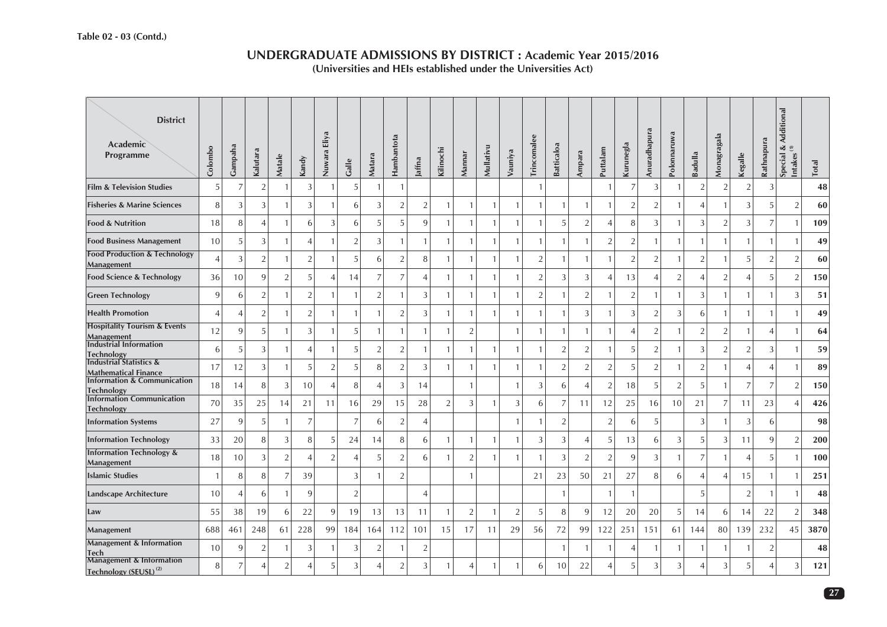Table 02 - 03 (Contd.)

## UNDERGRADUATE ADMISSIONS BY DISTRICT : Academic Year 2015/2016

**(Universities and HEIs established under the Universities Act)**

| Academic Programme \ District | Colombo | Gampaha | Kalutara | Matale | Kandy | Nuwara Eliya | Galle | Matara | Hambantota | Jaffna | Kilinochi | Mannar | Mullativu | Vauniya | Trincomalee | Batticaloa | Ampara | Puttalam | Kurunegla | Anuradhapura | Polonnaruwa | Badulla | Monagragala | Kegalle | Rathnapura | Special & Additional Intakes [1] | Total |
|---|---|---|---|---|---|---|---|---|---|---|---|---|---|---|---|---|---|---|---|---|---|---|---|---|---|---|---|
| **Film & Television Studies** | 5 | 7 | 2 | 1 | 3 | 1 | 5 | 1 | 1 | | | | | | 1 | | | 1 | 7 | 3 | 1 | 2 | 2 | 2 | 3 | | **48** |
| **Fisheries & Marine Sciences** | 8 | 3 | 3 | 1 | 3 | 1 | 6 | 3 | 2 | 2 | 1 | 1 | 1 | 1 | 1 | 1 | 1 | 1 | 2 | 2 | 1 | 4 | 1 | 3 | 5 | 2 | **60** |
| **Food & Nutrition** | 18 | 8 | 4 | 1 | 6 | 3 | 6 | 5 | 5 | 9 | 1 | 1 | 1 | 1 | 1 | 5 | 2 | 4 | 8 | 3 | 1 | 3 | 2 | 3 | 7 | 1 | **109** |
| **Food Business Management** | 10 | 5 | 3 | 1 | 4 | 1 | 2 | 3 | 1 | 1 | 1 | 1 | 1 | 1 | 1 | 1 | 1 | 2 | 2 | 1 | 1 | 1 | 1 | 1 | 1 | 1 | **49** |
| **Food Production & Technology Management** | 4 | 3 | 2 | 1 | 2 | 1 | 5 | 6 | 2 | 8 | 1 | 1 | 1 | 1 | 2 | 1 | 1 | 1 | 2 | 2 | 1 | 2 | 1 | 5 | 2 | 2 | **60** |
| **Food Science & Technology** | 36 | 10 | 9 | 2 | 5 | 4 | 14 | 7 | 7 | 4 | 1 | 1 | 1 | 1 | 2 | 3 | 3 | 4 | 13 | 4 | 2 | 4 | 2 | 4 | 5 | 2 | **150** |
| **Green Technology** | 9 | 6 | 2 | 1 | 2 | 1 | 1 | 2 | 1 | 3 | 1 | 1 | 1 | 1 | 2 | 1 | 2 | 1 | 2 | 1 | 1 | 3 | 1 | 1 | 1 | 3 | **51** |
| **Health Promotion** | 4 | 4 | 2 | 1 | 2 | 1 | 1 | 1 | 2 | 3 | 1 | 1 | 1 | 1 | 1 | 1 | 3 | 1 | 3 | 2 | 3 | 6 | 1 | 1 | 1 | 1 | **49** |
| **Hospitality Tourism & Events Management** | 12 | 9 | 5 | 1 | 3 | 1 | 5 | 1 | 1 | 1 | 1 | 2 | | 1 | 1 | 1 | 1 | 1 | 4 | 2 | 1 | 2 | 2 | 1 | 4 | 1 | **64** |
| **Industrial Information Technology** | 6 | 5 | 3 | 1 | 4 | 1 | 5 | 2 | 2 | 1 | 1 | 1 | 1 | 1 | 1 | 2 | 2 | 1 | 5 | 2 | 1 | 3 | 2 | 2 | 3 | 1 | **59** |
| **Industrial Statistics & Mathematical Finance** | 17 | 12 | 3 | 1 | 5 | 2 | 5 | 8 | 2 | 3 | 1 | 1 | 1 | 1 | 1 | 2 | 2 | 2 | 5 | 2 | 1 | 2 | 1 | 4 | 4 | 1 | **89** |
| **Information & Communication Technology** | 18 | 14 | 8 | 3 | 10 | 4 | 8 | 4 | 3 | 14 | | 1 | | 1 | 3 | 6 | 4 | 2 | 18 | 5 | 2 | 5 | 1 | 7 | 7 | 2 | **150** |
| **Information Communication Technology** | 70 | 35 | 25 | 14 | 21 | 11 | 16 | 29 | 15 | 28 | 2 | 3 | 1 | 3 | 6 | 7 | 11 | 12 | 25 | 16 | 10 | 21 | 7 | 11 | 23 | 4 | **426** |
| **Information Systems** | 27 | 9 | 5 | 1 | 7 | | 7 | 6 | 2 | 4 | | | | 1 | 1 | 2 | | 2 | 6 | 5 | | 3 | 1 | 3 | 6 | | **98** |
| **Information Technology** | 33 | 20 | 8 | 3 | 8 | 5 | 24 | 14 | 8 | 6 | 1 | 1 | 1 | 1 | 3 | 3 | 4 | 5 | 13 | 6 | 3 | 5 | 3 | 11 | 9 | 2 | **200** |
| **Information Technology & Management** | 18 | 10 | 3 | 2 | 4 | 2 | 4 | 5 | 2 | 6 | 1 | 2 | 1 | 1 | 1 | 3 | 2 | 2 | 9 | 3 | 1 | 7 | 1 | 4 | 5 | 1 | **100** |
| **Islamic Studies** | 1 | 8 | 8 | 7 | 39 | | 3 | 1 | 2 | | | 1 | | | 21 | 23 | 50 | 21 | 27 | 8 | 6 | 4 | 4 | 15 | 1 | 1 | **251** |
| **Landscape Architecture** | 10 | 4 | 6 | 1 | 9 | | 2 | | | 4 | | | | | | 1 | | 1 | 1 | | | 5 | | 2 | 1 | 1 | **48** |
| **Law** | 55 | 38 | 19 | 6 | 22 | 9 | 19 | 13 | 13 | 11 | 1 | 2 | 1 | 2 | 5 | 8 | 9 | 12 | 20 | 20 | 5 | 14 | 6 | 14 | 22 | 2 | **348** |
| **Management** | 688 | 461 | 248 | 61 | 228 | 99 | 184 | 164 | 112 | 101 | 15 | 17 | 11 | 29 | 56 | 72 | 99 | 122 | 251 | 151 | 61 | 144 | 80 | 139 | 232 | 45 | **3870** |
| **Management & Information Tech** | 10 | 9 | 2 | 1 | 3 | 1 | 3 | 2 | 1 | 2 | | | | | | 1 | 1 | 1 | 4 | 1 | 1 | 1 | 1 | 1 | 2 | | **48** |
| **Management & Information Technology (SEUSL)** [2] | 8 | 7 | 4 | 2 | 4 | 5 | 3 | 4 | 2 | 3 | 1 | 4 | 1 | 1 | 6 | 10 | 22 | 4 | 5 | 3 | 3 | 4 | 3 | 5 | 4 | 3 | **121** |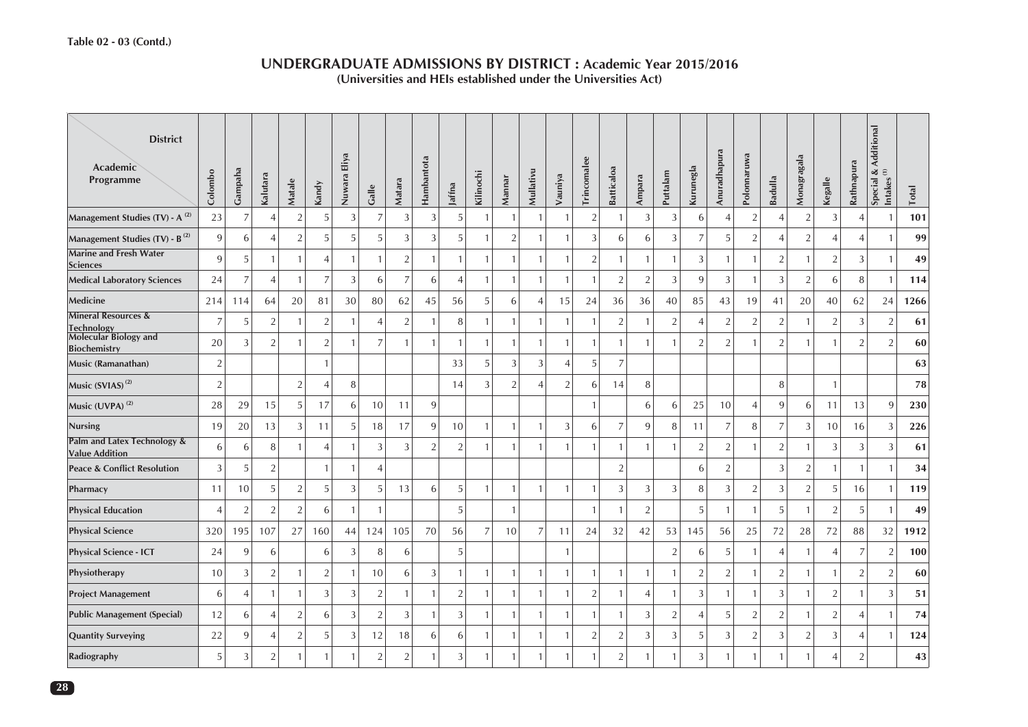Table 02 - 03 (Contd.)

## UNDERGRADUATE ADMISSIONS BY DISTRICT : Academic Year 2015/2016

**(Universities and HEIs established under the Universities Act)**

| Academic Programme \ District | Colombo | Gampaha | Kalutara | Matale | Kandy | Nuwara Eliya | Galle | Matara | Hambantota | Jaffna | Kilinochi | Mannar | Mullativu | Vauniya | Trincomalee | Batticaloa | Ampara | Puttalam | Kurunegala | Anuradhapura | Polonnaruwa | Badulla | Monaragala | Kegalle | Rathnapura | Special & Additional Intakes [1] | Total |
|---|---|---|---|---|---|---|---|---|---|---|---|---|---|---|---|---|---|---|---|---|---|---|---|---|---|---|---|
| Management Studies (TV) - A [2] | 23 | 7 | 4 | 2 | 5 | 3 | 7 | 3 | 3 | 5 | 1 | 1 | 1 | 1 | 2 | 1 | 3 | 3 | 6 | 4 | 2 | 4 | 2 | 3 | 4 | 1 | 101 |
| Management Studies (TV) - B [2] | 9 | 6 | 4 | 2 | 5 | 5 | 5 | 3 | 3 | 5 | 1 | 2 | 1 | 1 | 3 | 6 | 6 | 3 | 7 | 5 | 2 | 4 | 2 | 4 | 4 | 1 | 99 |
| Marine and Fresh Water Sciences | 9 | 5 | 1 | 1 | 4 | 1 | 1 | 2 | 1 | 1 | 1 | 1 | 1 | 1 | 2 | 1 | 1 | 1 | 3 | 1 | 1 | 2 | 1 | 2 | 3 | 1 | 49 |
| Medical Laboratory Sciences | 24 | 7 | 4 | 1 | 7 | 3 | 6 | 7 | 6 | 4 | 1 | 1 | 1 | 1 | 1 | 2 | 2 | 3 | 9 | 3 | 1 | 3 | 2 | 6 | 8 | 1 | 114 |
| Medicine | 214 | 114 | 64 | 20 | 81 | 30 | 80 | 62 | 45 | 56 | 5 | 6 | 4 | 15 | 24 | 36 | 36 | 40 | 85 | 43 | 19 | 41 | 20 | 40 | 62 | 24 | 1266 |
| Mineral Resources & Technology | 7 | 5 | 2 | 1 | 2 | 1 | 4 | 2 | 1 | 8 | 1 | 1 | 1 | 1 | 1 | 2 | 1 | 2 | 4 | 2 | 2 | 2 | 1 | 2 | 3 | 2 | 61 |
| Molecular Biology and Biochemistry | 20 | 3 | 2 | 1 | 2 | 1 | 7 | 1 | 1 | 1 | 1 | 1 | 1 | 1 | 1 | 1 | 1 | 1 | 2 | 2 | 1 | 2 | 1 | 1 | 2 | 2 | 60 |
| Music (Ramanathan) | 2 | | | | 1 | | | | | 33 | 5 | 3 | 3 | 4 | 5 | 7 | | | | | | | | | | | 63 |
| Music (SVIAS) [2] | 2 | | | 2 | 4 | 8 | | | | 14 | 3 | 2 | 4 | 2 | 6 | 14 | 8 | | | | | 8 | | 1 | | | 78 |
| Music (UVPA) [2] | 28 | 29 | 15 | 5 | 17 | 6 | 10 | 11 | 9 | | | | | | 1 | | 6 | 6 | 25 | 10 | 4 | 9 | 6 | 11 | 13 | 9 | 230 |
| Nursing | 19 | 20 | 13 | 3 | 11 | 5 | 18 | 17 | 9 | 10 | 1 | 1 | 1 | 3 | 6 | 7 | 9 | 8 | 11 | 7 | 8 | 7 | 3 | 10 | 16 | 3 | 226 |
| Palm and Latex Technology & Value Addition | 6 | 6 | 8 | 1 | 4 | 1 | 3 | 3 | 2 | 2 | 1 | 1 | 1 | 1 | 1 | 1 | 1 | 1 | 2 | 2 | 1 | 2 | 1 | 3 | 3 | 3 | 61 |
| Peace & Conflict Resolution | 3 | 5 | 2 | | 1 | 1 | 4 | | | | | | | | | 2 | | | 6 | 2 | | 3 | 2 | 1 | 1 | 1 | 34 |
| Pharmacy | 11 | 10 | 5 | 2 | 5 | 3 | 5 | 13 | 6 | 5 | 1 | 1 | 1 | 1 | 1 | 3 | 3 | 3 | 8 | 3 | 2 | 3 | 2 | 5 | 16 | 1 | 119 |
| Physical Education | 4 | 2 | 2 | 2 | 6 | 1 | 1 | | | 5 | | 1 | | | 1 | 1 | 2 | | 5 | 1 | 1 | 5 | 1 | 2 | 5 | 1 | 49 |
| Physical Science | 320 | 195 | 107 | 27 | 160 | 44 | 124 | 105 | 70 | 56 | 7 | 10 | 7 | 11 | 24 | 32 | 42 | 53 | 145 | 56 | 25 | 72 | 28 | 72 | 88 | 32 | 1912 |
| Physical Science - ICT | 24 | 9 | 6 | | 6 | 3 | 8 | 6 | | 5 | | | | 1 | | | | 2 | 6 | 5 | 1 | 4 | 1 | 4 | 7 | 2 | 100 |
| Physiotherapy | 10 | 3 | 2 | 1 | 2 | 1 | 10 | 6 | 3 | 1 | 1 | 1 | 1 | 1 | 1 | 1 | 1 | 1 | 2 | 2 | 1 | 2 | 1 | 1 | 2 | 2 | 60 |
| Project Management | 6 | 4 | 1 | 1 | 3 | 3 | 2 | 1 | 1 | 2 | 1 | 1 | 1 | 1 | 2 | 1 | 4 | 1 | 3 | 1 | 1 | 3 | 1 | 2 | 1 | 3 | 51 |
| Public Management (Special) | 12 | 6 | 4 | 2 | 6 | 3 | 2 | 3 | 1 | 3 | 1 | 1 | 1 | 1 | 1 | 1 | 3 | 2 | 4 | 5 | 2 | 2 | 1 | 2 | 4 | 1 | 74 |
| Quantity Surveying | 22 | 9 | 4 | 2 | 5 | 3 | 12 | 18 | 6 | 6 | 1 | 1 | 1 | 1 | 2 | 2 | 3 | 3 | 5 | 3 | 2 | 3 | 2 | 3 | 4 | 1 | 124 |
| Radiography | 5 | 3 | 2 | 1 | 1 | 1 | 2 | 2 | 1 | 3 | 1 | 1 | 1 | 1 | 1 | 2 | 1 | 1 | 3 | 1 | 1 | 1 | 1 | 4 | 2 | | 43 |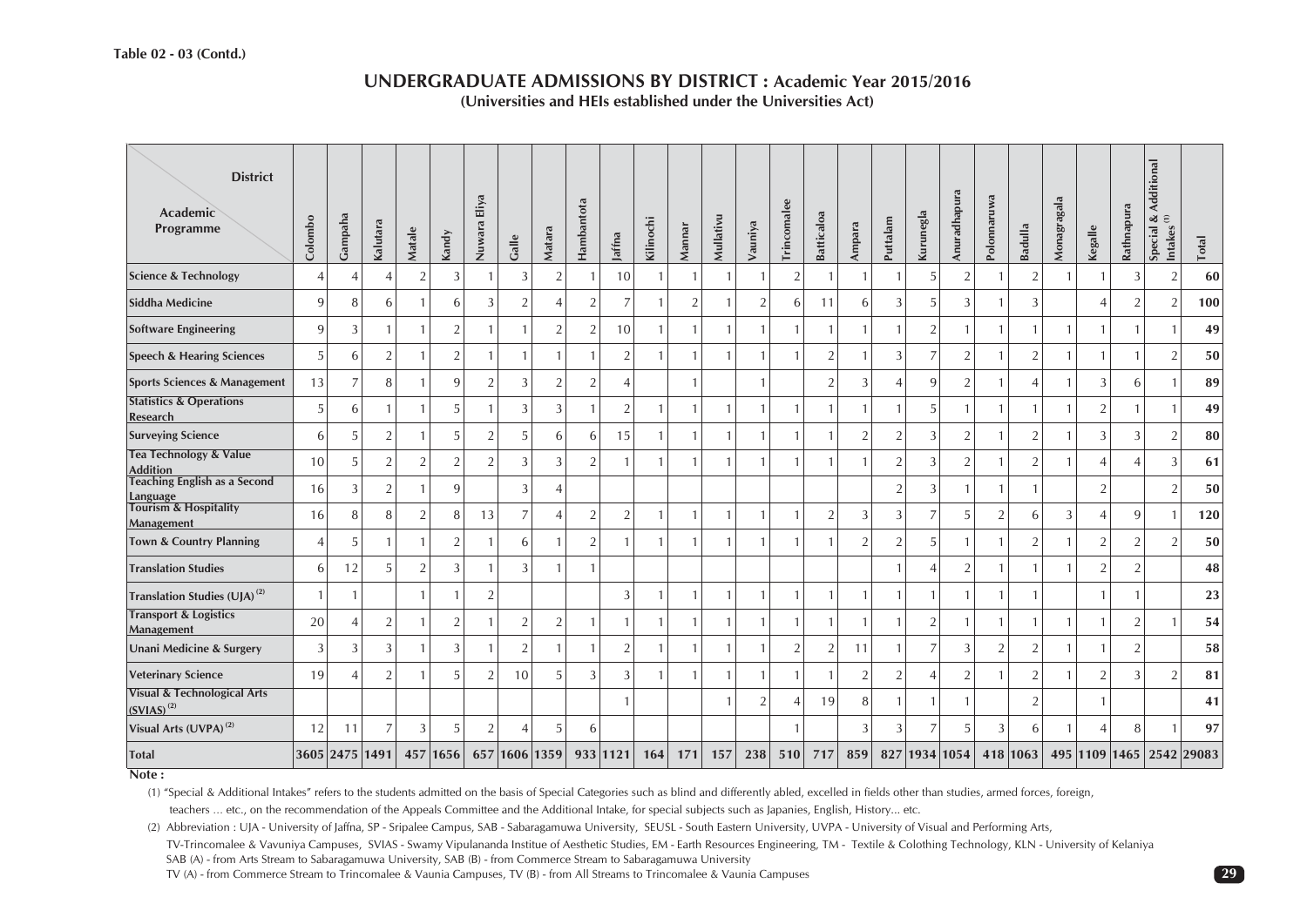Table 02 - 03 (Contd.)

# UNDERGRADUATE ADMISSIONS BY DISTRICT : Academic Year 2015/2016

**(Universities and HEIs established under the Universities Act)**

| Academic Programme \ District | Colombo | Gampaha | Kalutara | Matale | Kandy | Nuwara Eliya | Galle | Matara | Hambantota | Jaffna | Kilinochi | Mannar | Mullaitivu | Vauniya | Trincomalee | Batticaloa | Ampara | Puttalam | Kurunegla | Anuradhapura | Polonnaruwa | Badulla | Monaragala | Kegalle | Rathnapura | Special & Additional Intakes [1] | Total |
|---|---|---|---|---|---|---|---|---|---|---|---|---|---|---|---|---|---|---|---|---|---|---|---|---|---|---|---|
| Science & Technology | 4 | 4 | 4 | 2 | 3 | 1 | 3 | 2 | 1 | 10 | 1 | 1 | 1 | 1 | 2 | 1 | 1 | 1 | 5 | 2 | 1 | 2 | 1 | 1 | 3 | 2 | 60 |
| Siddha Medicine | 9 | 8 | 6 | 1 | 6 | 3 | 2 | 4 | 2 | 7 | 1 | 2 | 1 | 2 | 6 | 11 | 6 | 3 | 5 | 3 | 1 | 3 | | 4 | 2 | 2 | 100 |
| Software Engineering | 9 | 3 | 1 | 1 | 2 | 1 | 1 | 2 | 2 | 10 | 1 | 1 | 1 | 1 | 1 | 1 | 1 | 1 | 2 | 1 | 1 | 1 | 1 | 1 | 1 | 1 | 49 |
| Speech & Hearing Sciences | 5 | 6 | 2 | 1 | 2 | 1 | 1 | 1 | 1 | 2 | 1 | 1 | 1 | 1 | 1 | 2 | 1 | 3 | 7 | 2 | 1 | 2 | 1 | 1 | 1 | 2 | 50 |
| Sports Sciences & Management | 13 | 7 | 8 | 1 | 9 | 2 | 3 | 2 | 2 | 4 | | 1 | | 1 | | 2 | 3 | 4 | 9 | 2 | 1 | 4 | 1 | 3 | 6 | 1 | 89 |
| Statistics & Operations Research | 5 | 6 | 1 | 1 | 5 | 1 | 3 | 3 | 1 | 2 | 1 | 1 | 1 | 1 | 1 | 1 | 1 | 1 | 5 | 1 | 1 | 1 | 1 | 2 | 1 | 1 | 49 |
| Surveying Science | 6 | 5 | 2 | 1 | 5 | 2 | 5 | 6 | 6 | 15 | 1 | 1 | 1 | 1 | 1 | 1 | 2 | 2 | 3 | 2 | 1 | 2 | 1 | 3 | 3 | 2 | 80 |
| Tea Technology & Value Addition | 10 | 5 | 2 | 2 | 2 | 2 | 3 | 3 | 2 | 1 | 1 | 1 | 1 | 1 | 1 | 1 | 1 | 2 | 3 | 2 | 1 | 2 | 1 | 4 | 4 | 3 | 61 |
| Teaching English as a Second Language | 16 | 3 | 2 | 1 | 9 | | 3 | 4 | | | | | | | | | | 2 | 3 | 1 | 1 | 1 | | 2 | | 2 | 50 |
| Tourism & Hospitality Management | 16 | 8 | 8 | 2 | 8 | 13 | 7 | 4 | 2 | 2 | 1 | 1 | 1 | 1 | 1 | 2 | 3 | 3 | 7 | 5 | 2 | 6 | 3 | 4 | 9 | 1 | 120 |
| Town & Country Planning | 4 | 5 | 1 | 1 | 2 | 1 | 6 | 1 | 2 | 1 | 1 | 1 | 1 | 1 | 1 | 1 | 2 | 2 | 5 | 1 | 1 | 2 | 1 | 2 | 2 | 2 | 50 |
| Translation Studies | 6 | 12 | 5 | 2 | 3 | 1 | 3 | 1 | 1 | | | | | | | | | 1 | 4 | 2 | 1 | 1 | 1 | 2 | 2 | | 48 |
| Translation Studies (UJA) [2] | 1 | 1 | | 1 | 1 | 2 | | | | 3 | 1 | 1 | 1 | 1 | 1 | 1 | 1 | 1 | 1 | 1 | 1 | 1 | | 1 | 1 | | 23 |
| Transport & Logistics Management | 20 | 4 | 2 | 1 | 2 | 1 | 2 | 2 | 1 | 1 | 1 | 1 | 1 | 1 | 1 | 1 | 1 | 1 | 2 | 1 | 1 | 1 | 1 | 1 | 2 | 1 | 54 |
| Unani Medicine & Surgery | 3 | 3 | 3 | 1 | 3 | 1 | 2 | 1 | 1 | 2 | 1 | 1 | 1 | 1 | 2 | 2 | 11 | 1 | 7 | 3 | 2 | 2 | 1 | 1 | 2 | | 58 |
| Veterinary Science | 19 | 4 | 2 | 1 | 5 | 2 | 10 | 5 | 3 | 3 | 1 | 1 | 1 | 1 | 1 | 1 | 2 | 2 | 4 | 2 | 1 | 2 | 1 | 2 | 3 | 2 | 81 |
| Visual & Technological Arts (SVIAS) [2] | | | | | | | | | | 1 | | | 1 | 2 | 4 | 19 | 8 | 1 | 1 | 1 | | 2 | | 1 | | | 41 |
| Visual Arts (UVPA) [2] | 12 | 11 | 7 | 3 | 5 | 2 | 4 | 5 | 6 | | | | | | 1 | | 3 | 3 | 7 | 5 | 3 | 6 | 1 | 4 | 8 | 1 | 97 |
| **Total** | **3605** | **2475** | **1491** | **457** | **1656** | **657** | **1606** | **1359** | **933** | **1121** | **164** | **171** | **157** | **238** | **510** | **717** | **859** | **827** | **1934** | **1054** | **418** | **1063** | **495** | **1109** | **1465** | **2542** | **29083** |

**Note :**

(1) "Special & Additional Intakes" refers to the students admitted on the basis of Special Categories such as blind and differently abled, excelled in fields other than studies, armed forces, foreign, teachers ... etc., on the recommendation of the Appeals Committee and the Additional Intake, for special subjects such as Japanies, English, History... etc.

(2) Abbreviation : UJA - University of Jaffna, SP - Sripalee Campus, SAB - Sabaragamuwa University, SEUSL - South Eastern University, UVPA - University of Visual and Performing Arts, TV-Trincomalee & Vavuniya Campuses, SVIAS - Swamy Vipulananda Institue of Aesthetic Studies, EM - Earth Resources Engineering, TM - Textile & Colothing Technology, KLN - University of Kelaniya
SAB (A) - from Arts Stream to Sabaragamuwa University, SAB (B) - from Commerce Stream to Sabaragamuwa University
TV (A) - from Commerce Stream to Trincomalee & Vaunia Campuses, TV (B) - from All Streams to Trincomalee & Vaunia Campuses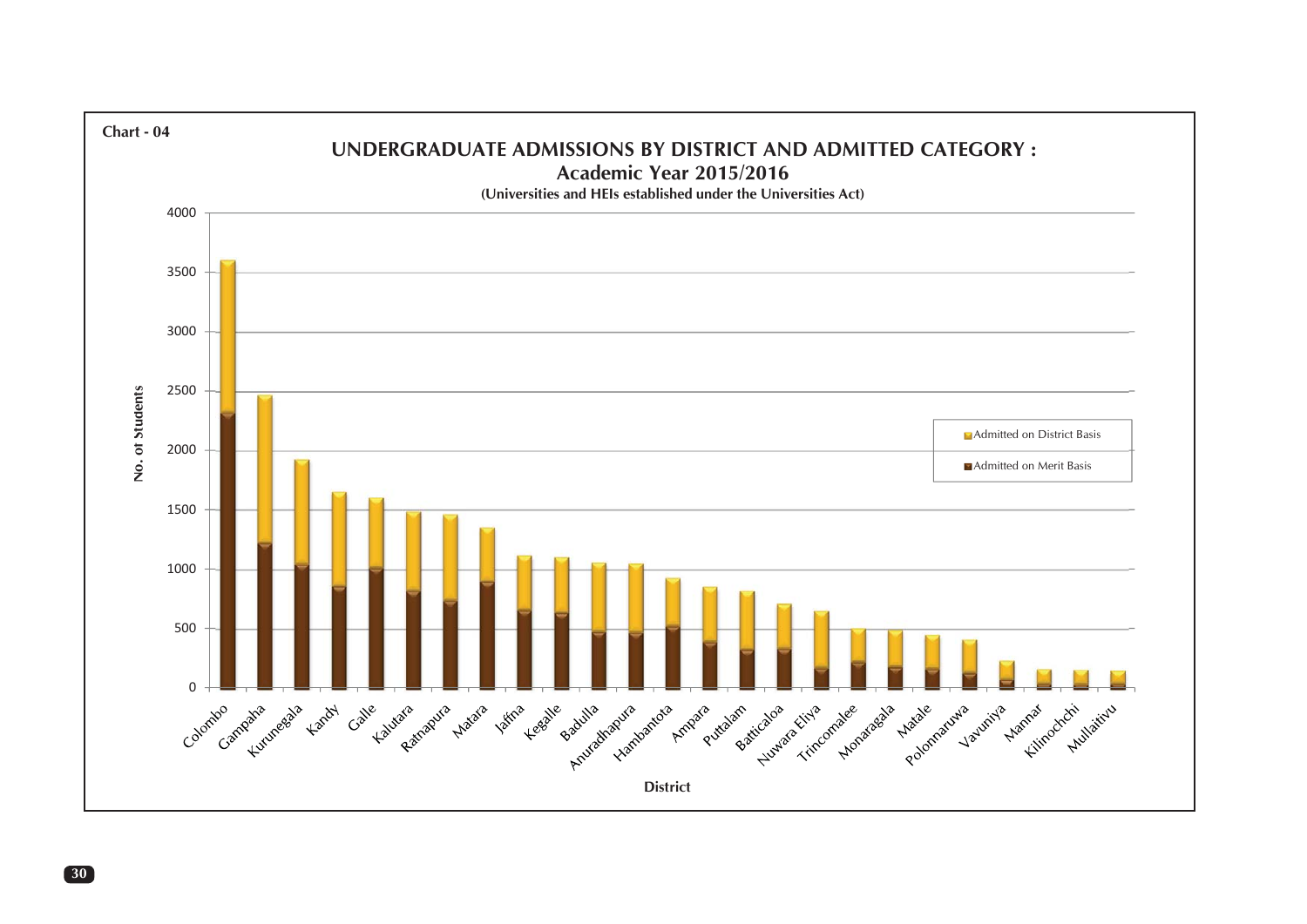**Chart - 04**

## UNDERGRADUATE ADMISSIONS BY DISTRICT AND ADMITTED CATEGORY : Academic Year 2015/2016

**(Universities and HEIs established under the Universities Act)**

No. of Students

4000
3500
3000
2500
2000
1500
1000
500
0

Admitted on District Basis

Admitted on Merit Basis

Colombo, Gampaha, Kurunegala, Kandy, Galle, Kalutara, Ratnapura, Matara, Jaffna, Kegalle, Badulla, Anuradhapura, Hambantota, Ampara, Puttalam, Batticaloa, Nuwara Eliya, Trincomalee, Monaragala, Matale, Polonnaruwa, Vavuniya, Mannar, Kilinochchi, Mullaitivu

District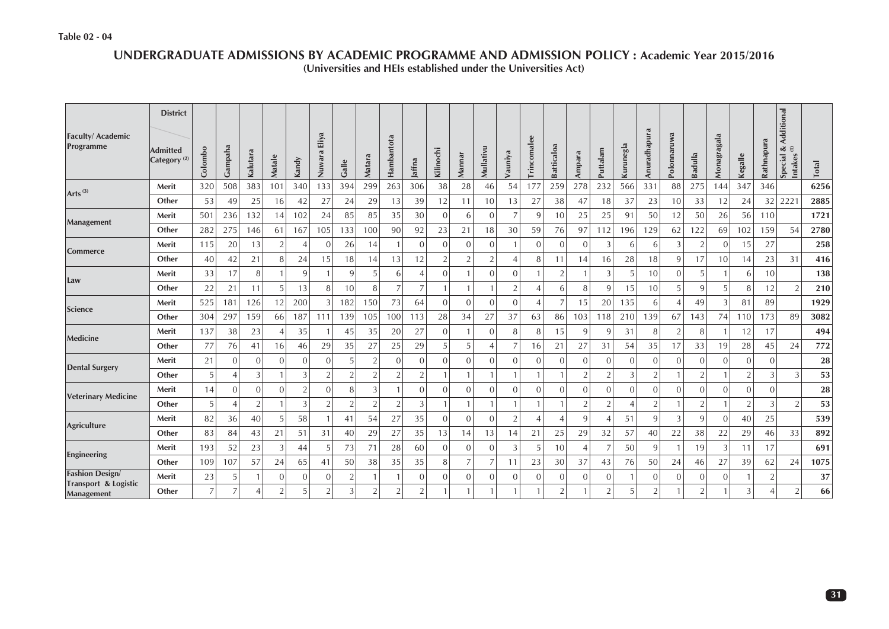**Table 02 - 04**

## UNDERGRADUATE ADMISSIONS BY ACADEMIC PROGRAMME AND ADMISSION POLICY : Academic Year 2015/2016
**(Universities and HEIs established under the Universities Act)**

| Faculty/ Academic Programme | District / Admitted Category [2] | Colombo | Gampaha | Kalutara | Matale | Kandy | Nuwara Eliya | Galle | Matara | Hambantota | Jaffna | Kilinochi | Mannar | Mullativu | Vauniya | Trincomalee | Batticaloa | Ampara | Puttalam | Kurunegla | Anuradhapura | Polonnaruwa | Badulla | Monagragala | Kegalle | Rathnapura | Special & Additional Intakes [1] | Total |
|---|---|---|---|---|---|---|---|---|---|---|---|---|---|---|---|---|---|---|---|---|---|---|---|---|---|---|---|---|
| Arts [3] | Merit | 320 | 508 | 383 | 101 | 340 | 133 | 394 | 299 | 263 | 306 | 38 | 28 | 46 | 54 | 177 | 259 | 278 | 232 | 566 | 331 | 88 | 275 | 144 | 347 | 346 | | 6256 |
| | Other | 53 | 49 | 25 | 16 | 42 | 27 | 24 | 29 | 13 | 39 | 12 | 11 | 10 | 13 | 27 | 38 | 47 | 18 | 37 | 23 | 10 | 33 | 12 | 24 | 32 | 2221 | 2885 |
| Management | Merit | 501 | 236 | 132 | 14 | 102 | 24 | 85 | 85 | 35 | 30 | 0 | 6 | 0 | 7 | 9 | 10 | 25 | 25 | 91 | 50 | 12 | 50 | 26 | 56 | 110 | | 1721 |
| | Other | 282 | 275 | 146 | 61 | 167 | 105 | 133 | 100 | 90 | 92 | 23 | 21 | 18 | 30 | 59 | 76 | 97 | 112 | 196 | 129 | 62 | 122 | 69 | 102 | 159 | 54 | 2780 |
| Commerce | Merit | 115 | 20 | 13 | 2 | 4 | 0 | 26 | 14 | 1 | 0 | 0 | 0 | 0 | 1 | 0 | 0 | 0 | 3 | 6 | 6 | 3 | 2 | 0 | 15 | 27 | | 258 |
| | Other | 40 | 42 | 21 | 8 | 24 | 15 | 18 | 14 | 13 | 12 | 2 | 2 | 2 | 4 | 8 | 11 | 14 | 16 | 28 | 18 | 9 | 17 | 10 | 14 | 23 | 31 | 416 |
| Law | Merit | 33 | 17 | 8 | 1 | 9 | 1 | 9 | 5 | 6 | 4 | 0 | 1 | 0 | 0 | 1 | 2 | 1 | 3 | 5 | 10 | 0 | 5 | 1 | 6 | 10 | | 138 |
| | Other | 22 | 21 | 11 | 5 | 13 | 8 | 10 | 8 | 7 | 7 | 1 | 1 | 1 | 2 | 4 | 6 | 8 | 9 | 15 | 10 | 5 | 9 | 5 | 8 | 12 | 2 | 210 |
| Science | Merit | 525 | 181 | 126 | 12 | 200 | 3 | 182 | 150 | 73 | 64 | 0 | 0 | 0 | 0 | 4 | 7 | 15 | 20 | 135 | 6 | 4 | 49 | 3 | 81 | 89 | | 1929 |
| | Other | 304 | 297 | 159 | 66 | 187 | 111 | 139 | 105 | 100 | 113 | 28 | 34 | 27 | 37 | 63 | 86 | 103 | 118 | 210 | 139 | 67 | 143 | 74 | 110 | 173 | 89 | 3082 |
| Medicine | Merit | 137 | 38 | 23 | 4 | 35 | 1 | 45 | 35 | 20 | 27 | 0 | 1 | 0 | 8 | 8 | 15 | 9 | 9 | 31 | 8 | 2 | 8 | 1 | 12 | 17 | | 494 |
| | Other | 77 | 76 | 41 | 16 | 46 | 29 | 35 | 27 | 25 | 29 | 5 | 5 | 4 | 7 | 16 | 21 | 27 | 31 | 54 | 35 | 17 | 33 | 19 | 28 | 45 | 24 | 772 |
| Dental Surgery | Merit | 21 | 0 | 0 | 0 | 0 | 0 | 5 | 2 | 0 | 0 | 0 | 0 | 0 | 0 | 0 | 0 | 0 | 0 | 0 | 0 | 0 | 0 | 0 | 0 | 0 | | 28 |
| | Other | 5 | 4 | 3 | 1 | 3 | 2 | 2 | 2 | 2 | 2 | 1 | 1 | 1 | 1 | 1 | 1 | 2 | 2 | 3 | 2 | 1 | 2 | 1 | 2 | 3 | 3 | 53 |
| Veterinary Medicine | Merit | 14 | 0 | 0 | 0 | 2 | 0 | 8 | 3 | 1 | 0 | 0 | 0 | 0 | 0 | 0 | 0 | 0 | 0 | 0 | 0 | 0 | 0 | 0 | 0 | 0 | | 28 |
| | Other | 5 | 4 | 2 | 1 | 3 | 2 | 2 | 2 | 2 | 3 | 1 | 1 | 1 | 1 | 1 | 1 | 2 | 2 | 4 | 2 | 1 | 2 | 1 | 2 | 3 | 2 | 53 |
| Agriculture | Merit | 82 | 36 | 40 | 5 | 58 | 1 | 41 | 54 | 27 | 35 | 0 | 0 | 0 | 2 | 4 | 4 | 9 | 4 | 51 | 9 | 3 | 9 | 0 | 40 | 25 | | 539 |
| | Other | 83 | 84 | 43 | 21 | 51 | 31 | 40 | 29 | 27 | 35 | 13 | 14 | 13 | 14 | 21 | 25 | 29 | 32 | 57 | 40 | 22 | 38 | 22 | 29 | 46 | 33 | 892 |
| Engineering | Merit | 193 | 52 | 23 | 3 | 44 | 5 | 73 | 71 | 28 | 60 | 0 | 0 | 0 | 3 | 5 | 10 | 4 | 7 | 50 | 9 | 1 | 19 | 3 | 11 | 17 | | 691 |
| | Other | 109 | 107 | 57 | 24 | 65 | 41 | 50 | 38 | 35 | 35 | 8 | 7 | 7 | 11 | 23 | 30 | 37 | 43 | 76 | 50 | 24 | 46 | 27 | 39 | 62 | 24 | 1075 |
| Fashion Design/ Transport & Logistic Management | Merit | 23 | 5 | 1 | 0 | 0 | 0 | 2 | 1 | 1 | 0 | 0 | 0 | 0 | 0 | 0 | 0 | 0 | 0 | 1 | 0 | 0 | 0 | 0 | 1 | 2 | | 37 |
| | Other | 7 | 7 | 4 | 2 | 5 | 2 | 3 | 2 | 2 | 2 | 1 | 1 | 1 | 1 | 1 | 2 | 1 | 2 | 5 | 2 | 1 | 2 | 1 | 3 | 4 | 2 | 66 |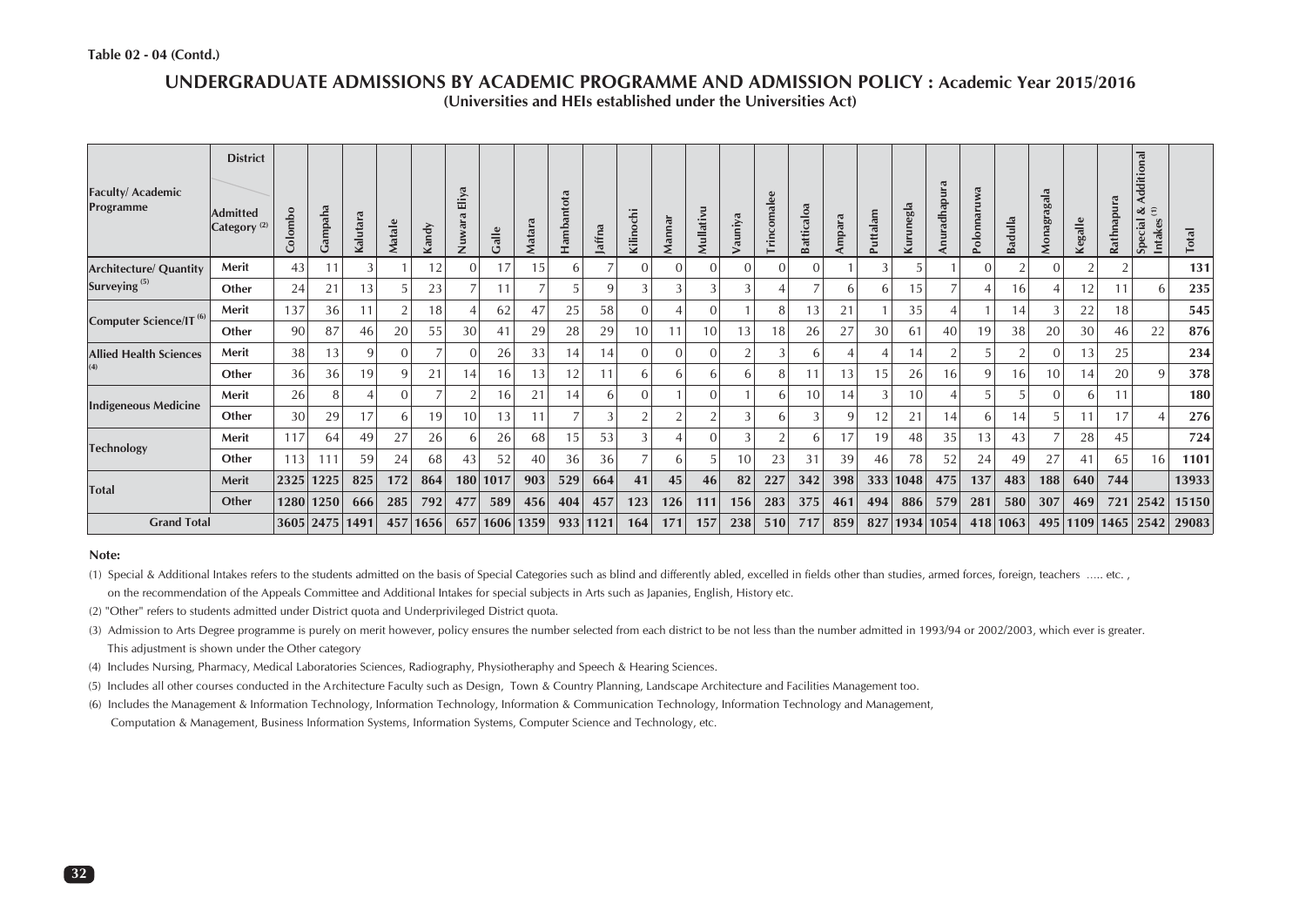**Table 02 - 04 (Contd.)**

## UNDERGRADUATE ADMISSIONS BY ACADEMIC PROGRAMME AND ADMISSION POLICY : Academic Year 2015/2016

**(Universities and HEIs established under the Universities Act)**

| Faculty/ Academic Programme | District / Admitted Category [2] | Colombo | Gampaha | Kalutara | Matale | Kandy | Nuwara Eliya | Galle | Matara | Hambantota | Jaffna | Kilinochi | Mannar | Mullativu | Vauniya | Trincomalee | Batticaloa | Ampara | Puttalam | Kurunegla | Anuradhapura | Polonnaruwa | Badulla | Monagragala | Kegalle | Rathnapura | Special & Additional Intakes [1] | Total |
|---|---|---|---|---|---|---|---|---|---|---|---|---|---|---|---|---|---|---|---|---|---|---|---|---|---|---|---|---|
| **Architecture/ Quantity Surveying [5]** | Merit | 43 | 11 | 3 | 1 | 12 | 0 | 17 | 15 | 6 | 7 | 0 | 0 | 0 | 0 | 0 | 0 | 1 | 3 | 5 | 1 | 0 | 2 | 0 | 2 | 2 | | **131** |
| | Other | 24 | 21 | 13 | 5 | 23 | 7 | 11 | 7 | 5 | 9 | 3 | 3 | 3 | 3 | 4 | 7 | 6 | 6 | 15 | 7 | 4 | 16 | 4 | 12 | 11 | 6 | **235** |
| **Computer Science/IT [6]** | Merit | 137 | 36 | 11 | 2 | 18 | 4 | 62 | 47 | 25 | 58 | 0 | 4 | 0 | 1 | 8 | 13 | 21 | 1 | 35 | 4 | 1 | 14 | 3 | 22 | 18 | | **545** |
| | Other | 90 | 87 | 46 | 20 | 55 | 30 | 41 | 29 | 28 | 29 | 10 | 11 | 10 | 13 | 18 | 26 | 27 | 30 | 61 | 40 | 19 | 38 | 20 | 30 | 46 | 22 | **876** |
| **Allied Health Sciences [4]** | Merit | 38 | 13 | 9 | 0 | 7 | 0 | 26 | 33 | 14 | 14 | 0 | 0 | 0 | 2 | 3 | 6 | 4 | 4 | 14 | 2 | 5 | 2 | 0 | 13 | 25 | | **234** |
| | Other | 36 | 36 | 19 | 9 | 21 | 14 | 16 | 13 | 12 | 11 | 6 | 6 | 6 | 6 | 8 | 11 | 13 | 15 | 26 | 16 | 9 | 16 | 10 | 14 | 20 | 9 | **378** |
| **Indigeneous Medicine** | Merit | 26 | 8 | 4 | 0 | 7 | 2 | 16 | 21 | 14 | 6 | 0 | 1 | 0 | 1 | 6 | 10 | 14 | 3 | 10 | 4 | 5 | 5 | 0 | 6 | 11 | | **180** |
| | Other | 30 | 29 | 17 | 6 | 19 | 10 | 13 | 11 | 7 | 3 | 2 | 2 | 2 | 3 | 6 | 3 | 9 | 12 | 21 | 14 | 6 | 14 | 5 | 11 | 17 | 4 | **276** |
| **Technology** | Merit | 117 | 64 | 49 | 27 | 26 | 6 | 26 | 68 | 15 | 53 | 3 | 4 | 0 | 3 | 2 | 6 | 17 | 19 | 48 | 35 | 13 | 43 | 7 | 28 | 45 | | **724** |
| | Other | 113 | 111 | 59 | 24 | 68 | 43 | 52 | 40 | 36 | 36 | 7 | 6 | 5 | 10 | 23 | 31 | 39 | 46 | 78 | 52 | 24 | 49 | 27 | 41 | 65 | 16 | **1101** |
| **Total** | Merit | **2325** | **1225** | **825** | **172** | **864** | **180** | **1017** | **903** | **529** | **664** | **41** | **45** | **46** | **82** | **227** | **342** | **398** | **333** | **1048** | **475** | **137** | **483** | **188** | **640** | **744** | | **13933** |
| | Other | **1280** | **1250** | **666** | **285** | **792** | **477** | **589** | **456** | **404** | **457** | **123** | **126** | **111** | **156** | **283** | **375** | **461** | **494** | **886** | **579** | **281** | **580** | **307** | **469** | **721** | **2542** | **15150** |
| **Grand Total** | | **3605** | **2475** | **1491** | **457** | **1656** | **657** | **1606** | **1359** | **933** | **1121** | **164** | **171** | **157** | **238** | **510** | **717** | **859** | **827** | **1934** | **1054** | **418** | **1063** | **495** | **1109** | **1465** | **2542** | **29083** |

**Note:**

(1) Special & Additional Intakes refers to the students admitted on the basis of Special Categories such as blind and differently abled, excelled in fields other than studies, armed forces, foreign, teachers ..... etc. , on the recommendation of the Appeals Committee and Additional Intakes for special subjects in Arts such as Japanies, English, History etc.

(2) "Other" refers to students admitted under District quota and Underprivileged District quota.

(3) Admission to Arts Degree programme is purely on merit however, policy ensures the number selected from each district to be not less than the number admitted in 1993/94 or 2002/2003, which ever is greater. This adjustment is shown under the Other category

(4) Includes Nursing, Pharmacy, Medical Laboratories Sciences, Radiography, Physiotheraphy and Speech & Hearing Sciences.

(5) Includes all other courses conducted in the Architecture Faculty such as Design, Town & Country Planning, Landscape Architecture and Facilities Management too.

(6) Includes the Management & Information Technology, Information Technology, Information & Communication Technology, Information Technology and Management, Computation & Management, Business Information Systems, Information Systems, Computer Science and Technology, etc.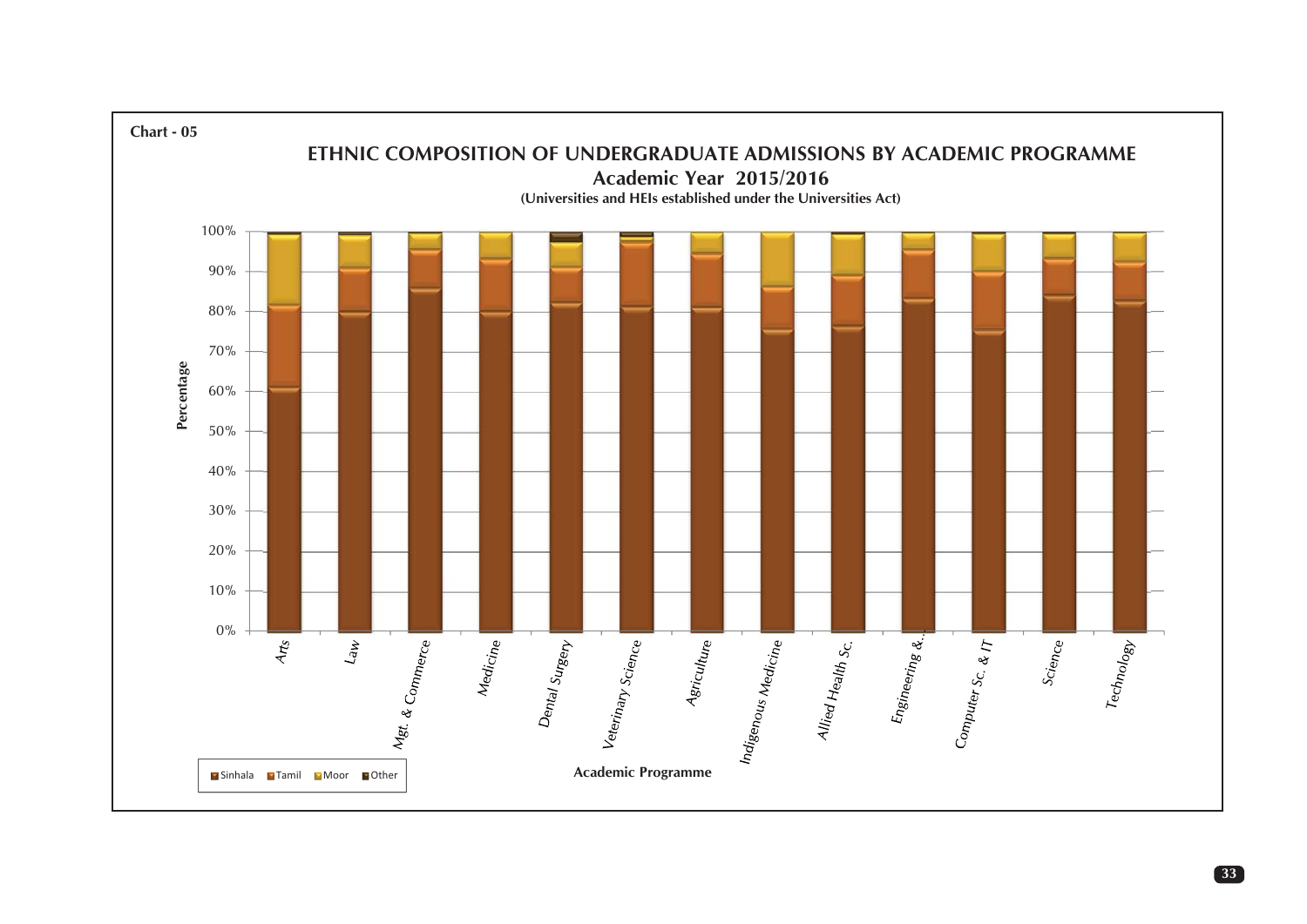Chart - 05

## ETHNIC COMPOSITION OF UNDERGRADUATE ADMISSIONS BY ACADEMIC PROGRAMME

### Academic Year 2015/2016

**(Universities and HEIs established under the Universities Act)**

Percentage: 0%, 10%, 20%, 30%, 40%, 50%, 60%, 70%, 80%, 90%, 100%

Academic Programme: Arts, Law, Mgt. & Commerce, Medicine, Dental Surgery, Veterinary Science, Agriculture, Indigenous Medicine, Allied Health Sc., Engineering &..., Computer Sc. & IT, Science, Technology

Sinhala Tamil Moor Other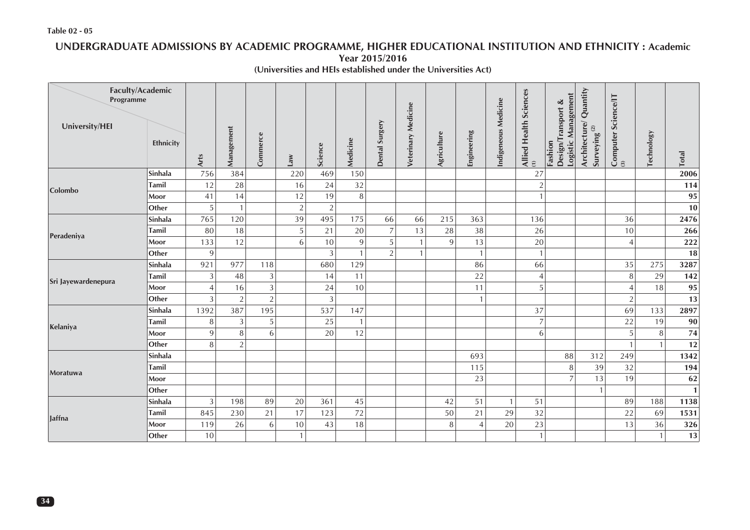Table 02 - 05

## UNDERGRADUATE ADMISSIONS BY ACADEMIC PROGRAMME, HIGHER EDUCATIONAL INSTITUTION AND ETHNICITY : Academic Year 2015/2016

**(Universities and HEIs established under the Universities Act)**

| University/HEI | Ethnicity | Arts | Management | Commerce | Law | Science | Medicine | Dental Surgery | Veterinary Medicine | Agriculture | Engineering | Indigeneous Medicine | Allied Health Sciences (1) | Fashion Design/Transport & Logistic Management | Architecture/ Quantity Surveying (2) | Computer Science/IT (3) | Technology | Total |
|---|---|---|---|---|---|---|---|---|---|---|---|---|---|---|---|---|---|---|
| Colombo | Sinhala | 756 | 384 | | 220 | 469 | 150 | | | | | | 27 | | | | | **2006** |
| | Tamil | 12 | 28 | | 16 | 24 | 32 | | | | | | 2 | | | | | **114** |
| | Moor | 41 | 14 | | 12 | 19 | 8 | | | | | | 1 | | | | | **95** |
| | Other | 5 | 1 | | 2 | 2 | | | | | | | | | | | | **10** |
| Peradeniya | Sinhala | 765 | 120 | | 39 | 495 | 175 | 66 | 66 | 215 | 363 | | 136 | | | 36 | | **2476** |
| | Tamil | 80 | 18 | | 5 | 21 | 20 | 7 | 13 | 28 | 38 | | 26 | | | 10 | | **266** |
| | Moor | 133 | 12 | | 6 | 10 | 9 | 5 | 1 | 9 | 13 | | 20 | | | 4 | | **222** |
| | Other | 9 | | | | 3 | 1 | 2 | 1 | | 1 | | 1 | | | | | **18** |
| Sri Jayewardenepura | Sinhala | 921 | 977 | 118 | | 680 | 129 | | | | 86 | | 66 | | | 35 | 275 | **3287** |
| | Tamil | 3 | 48 | 3 | | 14 | 11 | | | | 22 | | 4 | | | 8 | 29 | **142** |
| | Moor | 4 | 16 | 3 | | 24 | 10 | | | | 11 | | 5 | | | 4 | 18 | **95** |
| | Other | 3 | 2 | 2 | | 3 | | | | | 1 | | | | | 2 | | **13** |
| Kelaniya | Sinhala | 1392 | 387 | 195 | | 537 | 147 | | | | | | 37 | | | 69 | 133 | **2897** |
| | Tamil | 8 | 3 | 5 | | 25 | 1 | | | | | | 7 | | | 22 | 19 | **90** |
| | Moor | 9 | 8 | 6 | | 20 | 12 | | | | | | 6 | | | 5 | 8 | **74** |
| | Other | 8 | 2 | | | | | | | | | | | | | 1 | 1 | **12** |
| Moratuwa | Sinhala | | | | | | | | | | 693 | | | 88 | 312 | 249 | | **1342** |
| | Tamil | | | | | | | | | | 115 | | | 8 | 39 | 32 | | **194** |
| | Moor | | | | | | | | | | 23 | | | 7 | 13 | 19 | | **62** |
| | Other | | | | | | | | | | | | | | 1 | | | **1** |
| Jaffna | Sinhala | 3 | 198 | 89 | 20 | 361 | 45 | | | 42 | 51 | 1 | 51 | | | 89 | 188 | **1138** |
| | Tamil | 845 | 230 | 21 | 17 | 123 | 72 | | | 50 | 21 | 29 | 32 | | | 22 | 69 | **1531** |
| | Moor | 119 | 26 | 6 | 10 | 43 | 18 | | | 8 | 4 | 20 | 23 | | | 13 | 36 | **326** |
| | Other | 10 | | | 1 | | | | | | | | 1 | | | | 1 | **13** |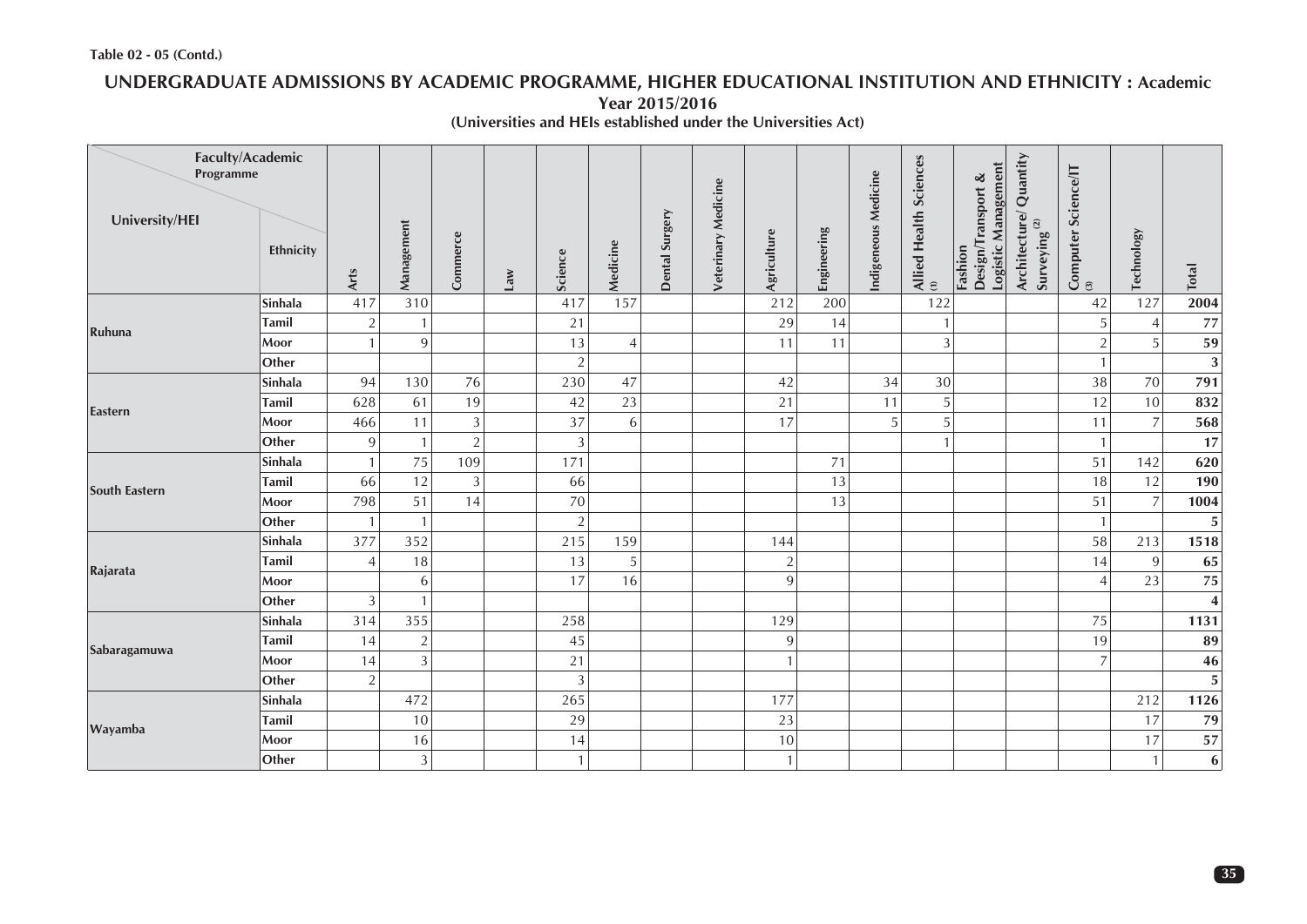**Table 02 - 05 (Contd.)**

## UNDERGRADUATE ADMISSIONS BY ACADEMIC PROGRAMME, HIGHER EDUCATIONAL INSTITUTION AND ETHNICITY : Academic Year 2015/2016

**(Universities and HEIs established under the Universities Act)**

| University/HEI | Ethnicity | Arts | Management | Commerce | Law | Science | Medicine | Dental Surgery | Veterinary Medicine | Agriculture | Engineering | Indigeneous Medicine | Allied Health Sciences (1) | Fashion Design/Transport & Logistic Management | Architecture/ Quantity Surveying (2) | Computer Science/IT (3) | Technology | Total |
|---|---|---|---|---|---|---|---|---|---|---|---|---|---|---|---|---|---|---|
| Ruhuna | Sinhala | 417 | 310 | | | 417 | 157 | | | 212 | 200 | | 122 | | | 42 | 127 | **2004** |
| | Tamil | 2 | 1 | | | 21 | | | | 29 | 14 | | 1 | | | 5 | 4 | **77** |
| | Moor | 1 | 9 | | | 13 | 4 | | | 11 | 11 | | 3 | | | 2 | 5 | **59** |
| | Other | | | | | 2 | | | | | | | | | | 1 | | **3** |
| Eastern | Sinhala | 94 | 130 | 76 | | 230 | 47 | | | 42 | | 34 | 30 | | | 38 | 70 | **791** |
| | Tamil | 628 | 61 | 19 | | 42 | 23 | | | 21 | | 11 | 5 | | | 12 | 10 | **832** |
| | Moor | 466 | 11 | 3 | | 37 | 6 | | | 17 | | 5 | 5 | | | 11 | 7 | **568** |
| | Other | 9 | 1 | 2 | | 3 | | | | | | | 1 | | | 1 | | **17** |
| South Eastern | Sinhala | 1 | 75 | 109 | | 171 | | | | | 71 | | | | | 51 | 142 | **620** |
| | Tamil | 66 | 12 | 3 | | 66 | | | | | 13 | | | | | 18 | 12 | **190** |
| | Moor | 798 | 51 | 14 | | 70 | | | | | 13 | | | | | 51 | 7 | **1004** |
| | Other | 1 | 1 | | | 2 | | | | | | | | | | 1 | | **5** |
| Rajarata | Sinhala | 377 | 352 | | | 215 | 159 | | | 144 | | | | | | 58 | 213 | **1518** |
| | Tamil | 4 | 18 | | | 13 | 5 | | | 2 | | | | | | 14 | 9 | **65** |
| | Moor | | 6 | | | 17 | 16 | | | 9 | | | | | | 4 | 23 | **75** |
| | Other | 3 | 1 | | | | | | | | | | | | | | | **4** |
| Sabaragamuwa | Sinhala | 314 | 355 | | | 258 | | | | 129 | | | | | | 75 | | **1131** |
| | Tamil | 14 | 2 | | | 45 | | | | 9 | | | | | | 19 | | **89** |
| | Moor | 14 | 3 | | | 21 | | | | 1 | | | | | | 7 | | **46** |
| | Other | 2 | | | | 3 | | | | | | | | | | | | **5** |
| Wayamba | Sinhala | | 472 | | | 265 | | | | 177 | | | | | | | 212 | **1126** |
| | Tamil | | 10 | | | 29 | | | | 23 | | | | | | | 17 | **79** |
| | Moor | | 16 | | | 14 | | | | 10 | | | | | | | 17 | **57** |
| | Other | | 3 | | | 1 | | | | 1 | | | | | | | 1 | **6** |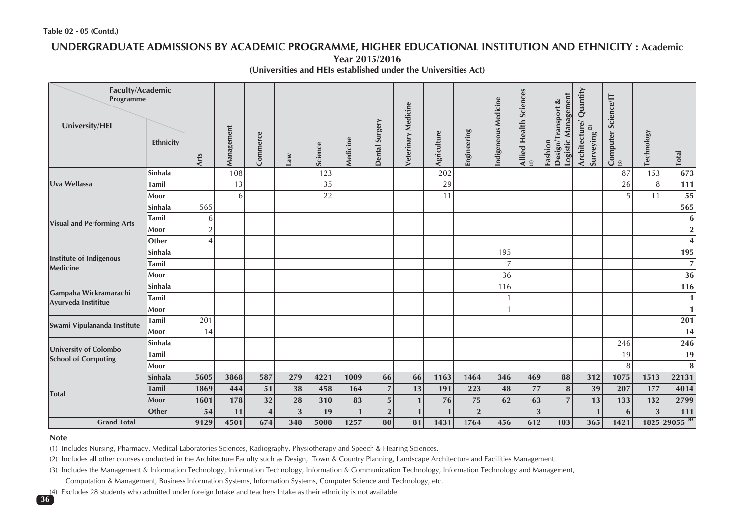**Table 02 - 05 (Contd.)**

## UNDERGRADUATE ADMISSIONS BY ACADEMIC PROGRAMME, HIGHER EDUCATIONAL INSTITUTION AND ETHNICITY : Academic Year 2015/2016

**(Universities and HEIs established under the Universities Act)**

| University/HEI | Ethnicity | Arts | Management | Commerce | Law | Science | Medicine | Dental Surgery | Veterinary Medicine | Agriculture | Engineering | Indigeneous Medicine | Allied Health Sciences (1) | Fashion Design/Transport & Logistic Management | Architecture/ Quantity Surveying (2) | Computer Science/IT (3) | Technology | Total |
|---|---|---|---|---|---|---|---|---|---|---|---|---|---|---|---|---|---|---|
| Uva Wellassa | Sinhala | | 108 | | | 123 | | | | 202 | | | | | | 87 | 153 | **673** |
| | Tamil | | 13 | | | 35 | | | | 29 | | | | | | 26 | 8 | **111** |
| | Moor | | 6 | | | 22 | | | | 11 | | | | | | 5 | 11 | **55** |
| Visual and Performing Arts | Sinhala | 565 | | | | | | | | | | | | | | | | **565** |
| | Tamil | 6 | | | | | | | | | | | | | | | | **6** |
| | Moor | 2 | | | | | | | | | | | | | | | | **2** |
| | Other | 4 | | | | | | | | | | | | | | | | **4** |
| Institute of Indigenous Medicine | Sinhala | | | | | | | | | | | 195 | | | | | | **195** |
| | Tamil | | | | | | | | | | | 7 | | | | | | **7** |
| | Moor | | | | | | | | | | | 36 | | | | | | **36** |
| Gampaha Wickramarachi Ayurveda Instititue | Sinhala | | | | | | | | | | | 116 | | | | | | **116** |
| | Tamil | | | | | | | | | | | 1 | | | | | | **1** |
| | Moor | | | | | | | | | | | 1 | | | | | | **1** |
| Swami Vipulananda Institute | Tamil | 201 | | | | | | | | | | | | | | | | **201** |
| | Moor | 14 | | | | | | | | | | | | | | | | **14** |
| University of Colombo School of Computing | Sinhala | | | | | | | | | | | | | | | 246 | | **246** |
| | Tamil | | | | | | | | | | | | | | | 19 | | **19** |
| | Moor | | | | | | | | | | | | | | | 8 | | **8** |
| Total | Sinhala | **5605** | **3868** | **587** | **279** | **4221** | **1009** | **66** | **66** | **1163** | **1464** | **346** | **469** | **88** | **312** | **1075** | **1513** | **22131** |
| | Tamil | **1869** | **444** | **51** | **38** | **458** | **164** | **7** | **13** | **191** | **223** | **48** | **77** | **8** | **39** | **207** | **177** | **4014** |
| | Moor | **1601** | **178** | **32** | **28** | **310** | **83** | **5** | **1** | **76** | **75** | **62** | **63** | **7** | **13** | **133** | **132** | **2799** |
| | Other | **54** | **11** | **4** | **3** | **19** | **1** | **2** | **1** | **1** | **2** | | **3** | | **1** | **6** | **3** | **111** |
| **Grand Total** | | **9129** | **4501** | **674** | **348** | **5008** | **1257** | **80** | **81** | **1431** | **1764** | **456** | **612** | **103** | **365** | **1421** | **1825** | **29055** (4) |

**Note**

(1) Includes Nursing, Pharmacy, Medical Laboratories Sciences, Radiography, Physiotherapy and Speech & Hearing Sciences.

(2) Includes all other courses conducted in the Architecture Faculty such as Design, Town & Country Planning, Landscape Architecture and Facilities Management.

(3) Includes the Management & Information Technology, Information Technology, Information & Communication Technology, Information Technology and Management, Computation & Management, Business Information Systems, Information Systems, Computer Science and Technology, etc.

(4) Excludes 28 students who admitted under foreign Intake and teachers Intake as their ethnicity is not available.